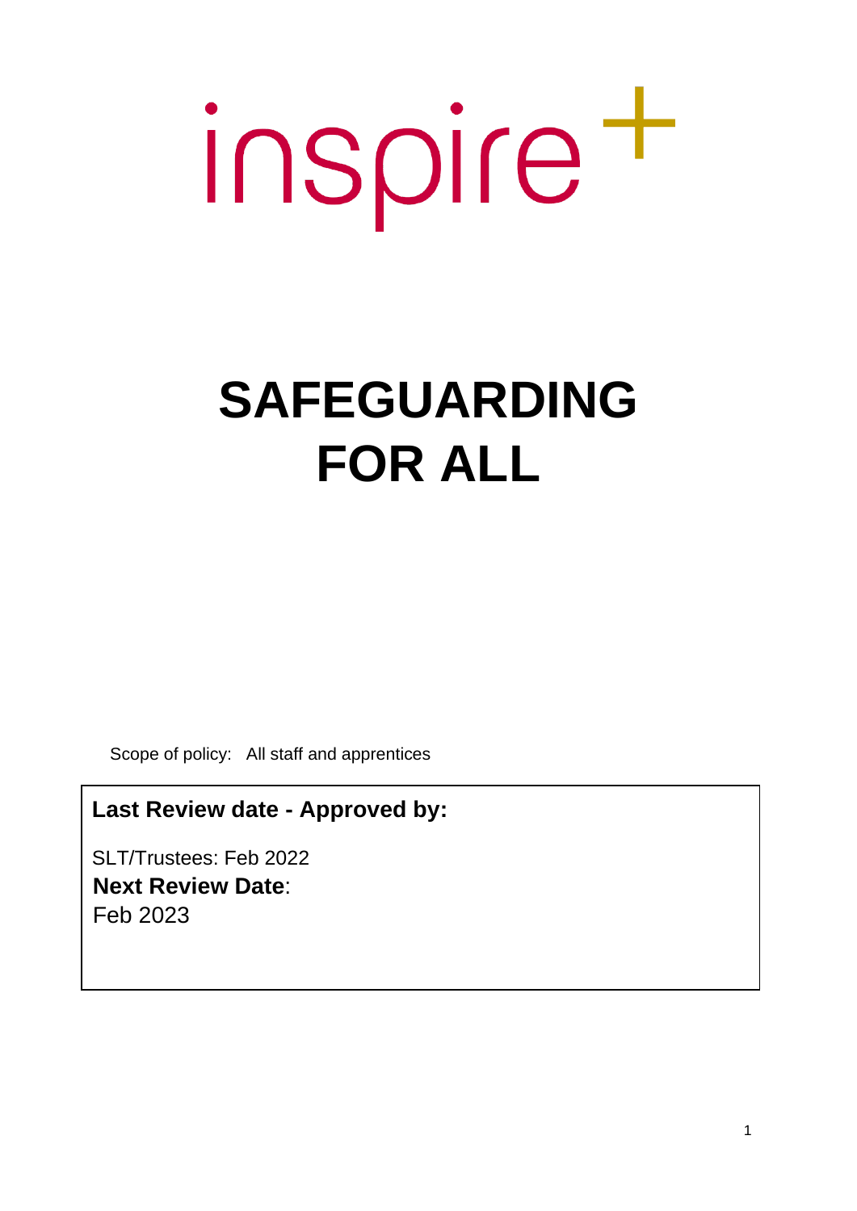inspire+

# SAFEGUARDING FOR ALL

Scope of policy: All staff and apprentices

**Last Review date - Approved by:**

SLT/Trustees: Feb 2022

**Next Review Date**:

Feb 2023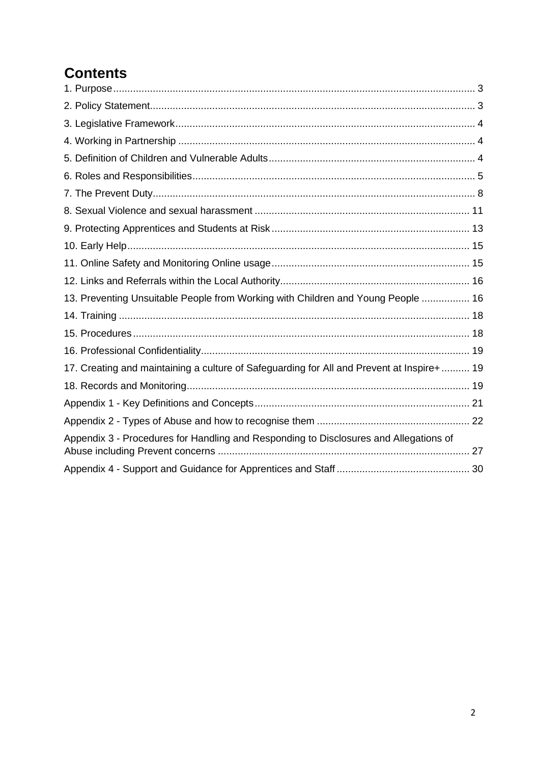# Contents

1. Purpose ........................................................................................................................ 3
2. Policy Statement ............................................................................................................. 3
3. Legislative Framework .................................................................................................... 4
4. Working in Partnership ................................................................................................... 4
5. Definition of Children and Vulnerable Adults .................................................................... 4
6. Roles and Responsibilities ............................................................................................... 5
7. The Prevent Duty ............................................................................................................ 8
8. Sexual Violence and sexual harassment ........................................................................... 11
9. Protecting Apprentices and Students at Risk .................................................................... 13
10. Early Help ................................................................................................................... 15
11. Online Safety and Monitoring Online usage .................................................................... 15
12. Links and Referrals within the Local Authority ................................................................ 16
13. Preventing Unsuitable People from Working with Children and Young People ................. 16
14. Training ...................................................................................................................... 18
15. Procedures .................................................................................................................. 18
16. Professional Confidentiality ........................................................................................... 19
17. Creating and maintaining a culture of Safeguarding for All and Prevent at Inspire+ .......... 19
18. Records and Monitoring ................................................................................................ 19

Appendix 1 - Key Definitions and Concepts ........................................................................... 21

Appendix 2 - Types of Abuse and how to recognise them ....................................................... 22

Appendix 3 - Procedures for Handling and Responding to Disclosures and Allegations of Abuse including Prevent concerns ........................................................................................ 27

Appendix 4 - Support and Guidance for Apprentices and Staff ................................................ 30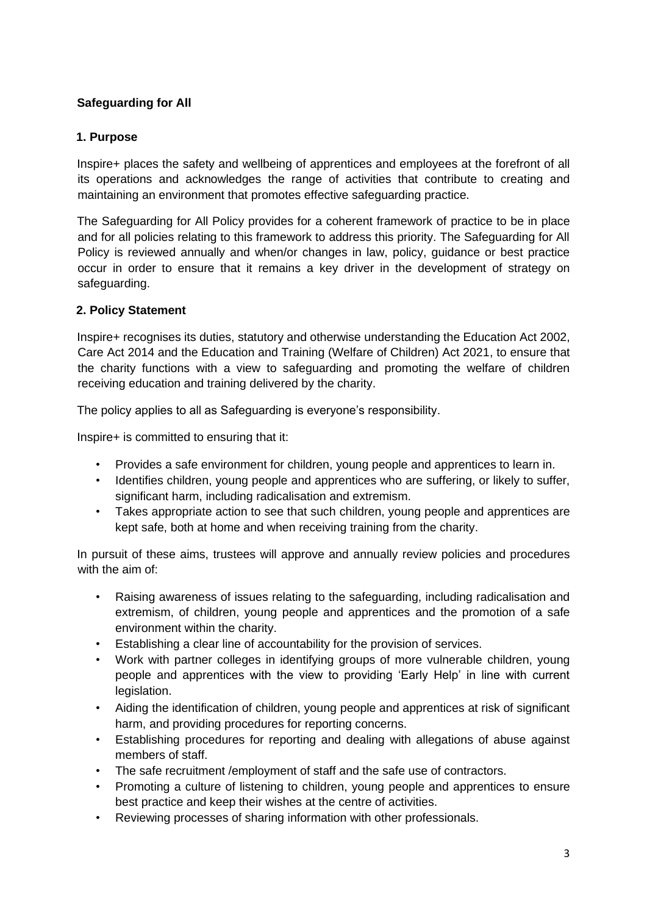**Safeguarding for All**

## 1. Purpose

Inspire+ places the safety and wellbeing of apprentices and employees at the forefront of all its operations and acknowledges the range of activities that contribute to creating and maintaining an environment that promotes effective safeguarding practice.

The Safeguarding for All Policy provides for a coherent framework of practice to be in place and for all policies relating to this framework to address this priority. The Safeguarding for All Policy is reviewed annually and when/or changes in law, policy, guidance or best practice occur in order to ensure that it remains a key driver in the development of strategy on safeguarding.

## 2. Policy Statement

Inspire+ recognises its duties, statutory and otherwise understanding the Education Act 2002, Care Act 2014 and the Education and Training (Welfare of Children) Act 2021, to ensure that the charity functions with a view to safeguarding and promoting the welfare of children receiving education and training delivered by the charity.

The policy applies to all as Safeguarding is everyone's responsibility.

Inspire+ is committed to ensuring that it:

- Provides a safe environment for children, young people and apprentices to learn in.
- Identifies children, young people and apprentices who are suffering, or likely to suffer, significant harm, including radicalisation and extremism.
- Takes appropriate action to see that such children, young people and apprentices are kept safe, both at home and when receiving training from the charity.

In pursuit of these aims, trustees will approve and annually review policies and procedures with the aim of:

- Raising awareness of issues relating to the safeguarding, including radicalisation and extremism, of children, young people and apprentices and the promotion of a safe environment within the charity.
- Establishing a clear line of accountability for the provision of services.
- Work with partner colleges in identifying groups of more vulnerable children, young people and apprentices with the view to providing 'Early Help' in line with current legislation.
- Aiding the identification of children, young people and apprentices at risk of significant harm, and providing procedures for reporting concerns.
- Establishing procedures for reporting and dealing with allegations of abuse against members of staff.
- The safe recruitment /employment of staff and the safe use of contractors.
- Promoting a culture of listening to children, young people and apprentices to ensure best practice and keep their wishes at the centre of activities.
- Reviewing processes of sharing information with other professionals.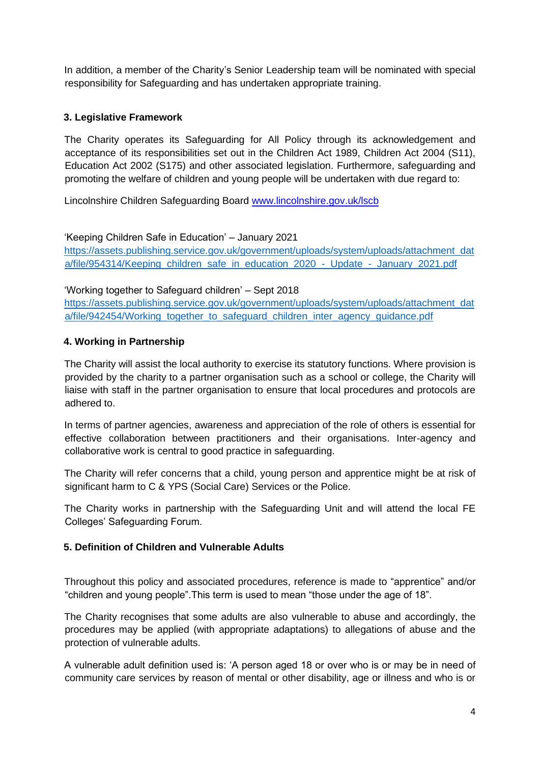In addition, a member of the Charity's Senior Leadership team will be nominated with special responsibility for Safeguarding and has undertaken appropriate training.

## 3. Legislative Framework

The Charity operates its Safeguarding for All Policy through its acknowledgement and acceptance of its responsibilities set out in the Children Act 1989, Children Act 2004 (S11), Education Act 2002 (S175) and other associated legislation. Furthermore, safeguarding and promoting the welfare of children and young people will be undertaken with due regard to:

Lincolnshire Children Safeguarding Board [www.lincolnshire.gov.uk/lscb](www.lincolnshire.gov.uk/lscb)

'Keeping Children Safe in Education' – January 2021
[https://assets.publishing.service.gov.uk/government/uploads/system/uploads/attachment_data/file/954314/Keeping_children_safe_in_education_2020_-_Update_-_January_2021.pdf](https://assets.publishing.service.gov.uk/government/uploads/system/uploads/attachment_data/file/954314/Keeping_children_safe_in_education_2020_-_Update_-_January_2021.pdf)

'Working together to Safeguard children' – Sept 2018
[https://assets.publishing.service.gov.uk/government/uploads/system/uploads/attachment_data/file/942454/Working_together_to_safeguard_children_inter_agency_guidance.pdf](https://assets.publishing.service.gov.uk/government/uploads/system/uploads/attachment_data/file/942454/Working_together_to_safeguard_children_inter_agency_guidance.pdf)

## 4. Working in Partnership

The Charity will assist the local authority to exercise its statutory functions. Where provision is provided by the charity to a partner organisation such as a school or college, the Charity will liaise with staff in the partner organisation to ensure that local procedures and protocols are adhered to.

In terms of partner agencies, awareness and appreciation of the role of others is essential for effective collaboration between practitioners and their organisations. Inter-agency and collaborative work is central to good practice in safeguarding.

The Charity will refer concerns that a child, young person and apprentice might be at risk of significant harm to C & YPS (Social Care) Services or the Police.

The Charity works in partnership with the Safeguarding Unit and will attend the local FE Colleges' Safeguarding Forum.

## 5. Definition of Children and Vulnerable Adults

Throughout this policy and associated procedures, reference is made to "apprentice" and/or "children and young people".This term is used to mean "those under the age of 18".

The Charity recognises that some adults are also vulnerable to abuse and accordingly, the procedures may be applied (with appropriate adaptations) to allegations of abuse and the protection of vulnerable adults.

A vulnerable adult definition used is: 'A person aged 18 or over who is or may be in need of community care services by reason of mental or other disability, age or illness and who is or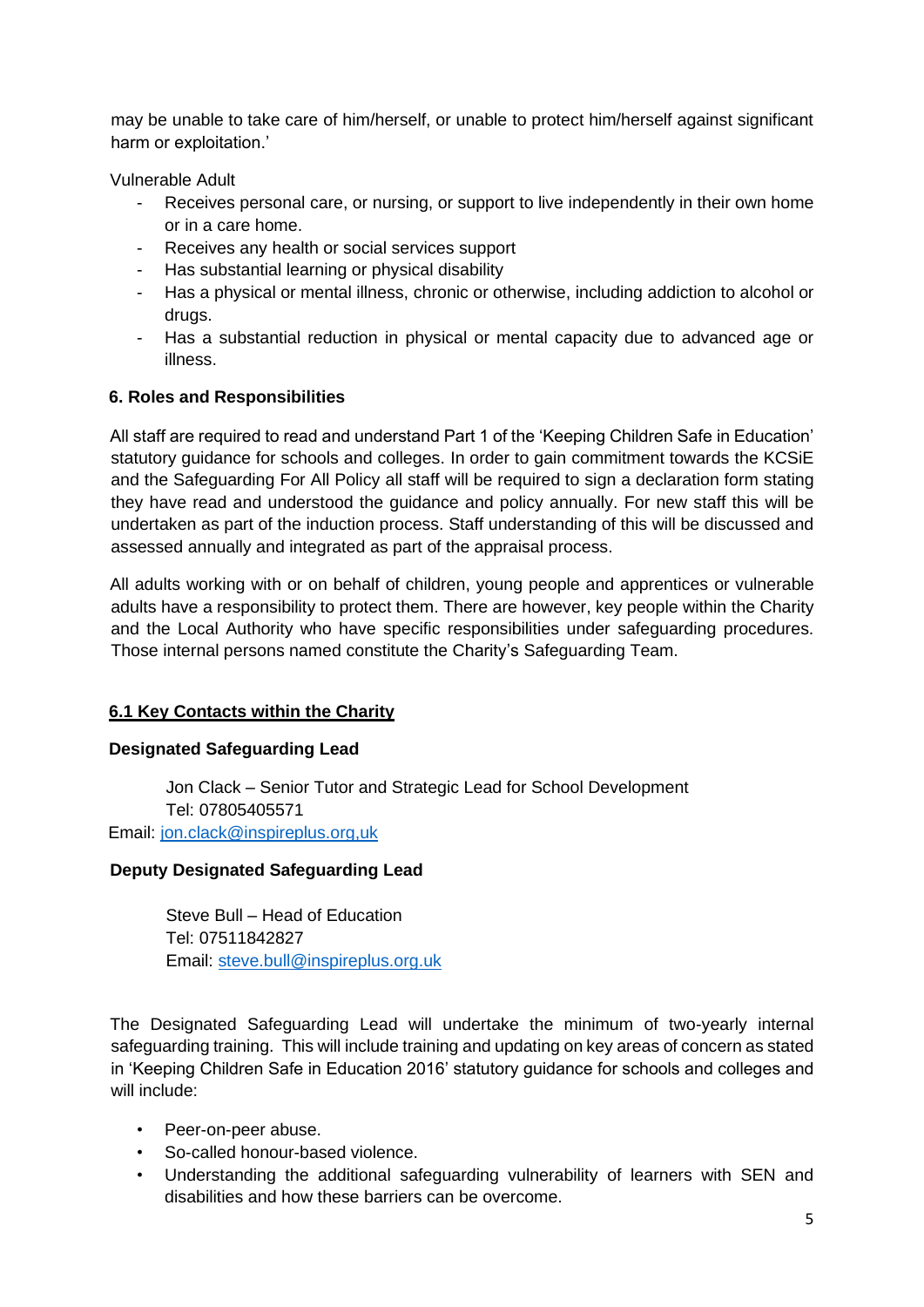may be unable to take care of him/herself, or unable to protect him/herself against significant harm or exploitation.'

Vulnerable Adult

- Receives personal care, or nursing, or support to live independently in their own home or in a care home.
- Receives any health or social services support
- Has substantial learning or physical disability
- Has a physical or mental illness, chronic or otherwise, including addiction to alcohol or drugs.
- Has a substantial reduction in physical or mental capacity due to advanced age or illness.

**6. Roles and Responsibilities**

All staff are required to read and understand Part 1 of the 'Keeping Children Safe in Education' statutory guidance for schools and colleges. In order to gain commitment towards the KCSiE and the Safeguarding For All Policy all staff will be required to sign a declaration form stating they have read and understood the guidance and policy annually. For new staff this will be undertaken as part of the induction process. Staff understanding of this will be discussed and assessed annually and integrated as part of the appraisal process.

All adults working with or on behalf of children, young people and apprentices or vulnerable adults have a responsibility to protect them. There are however, key people within the Charity and the Local Authority who have specific responsibilities under safeguarding procedures. Those internal persons named constitute the Charity's Safeguarding Team.

**6.1 Key Contacts within the Charity**

**Designated Safeguarding Lead**

Jon Clack – Senior Tutor and Strategic Lead for School Development
Tel: 07805405571
Email: jon.clack@inspireplus.org,uk

**Deputy Designated Safeguarding Lead**

Steve Bull – Head of Education
Tel: 07511842827
Email: steve.bull@inspireplus.org.uk

The Designated Safeguarding Lead will undertake the minimum of two-yearly internal safeguarding training. This will include training and updating on key areas of concern as stated in 'Keeping Children Safe in Education 2016' statutory guidance for schools and colleges and will include:

- Peer-on-peer abuse.
- So-called honour-based violence.
- Understanding the additional safeguarding vulnerability of learners with SEN and disabilities and how these barriers can be overcome.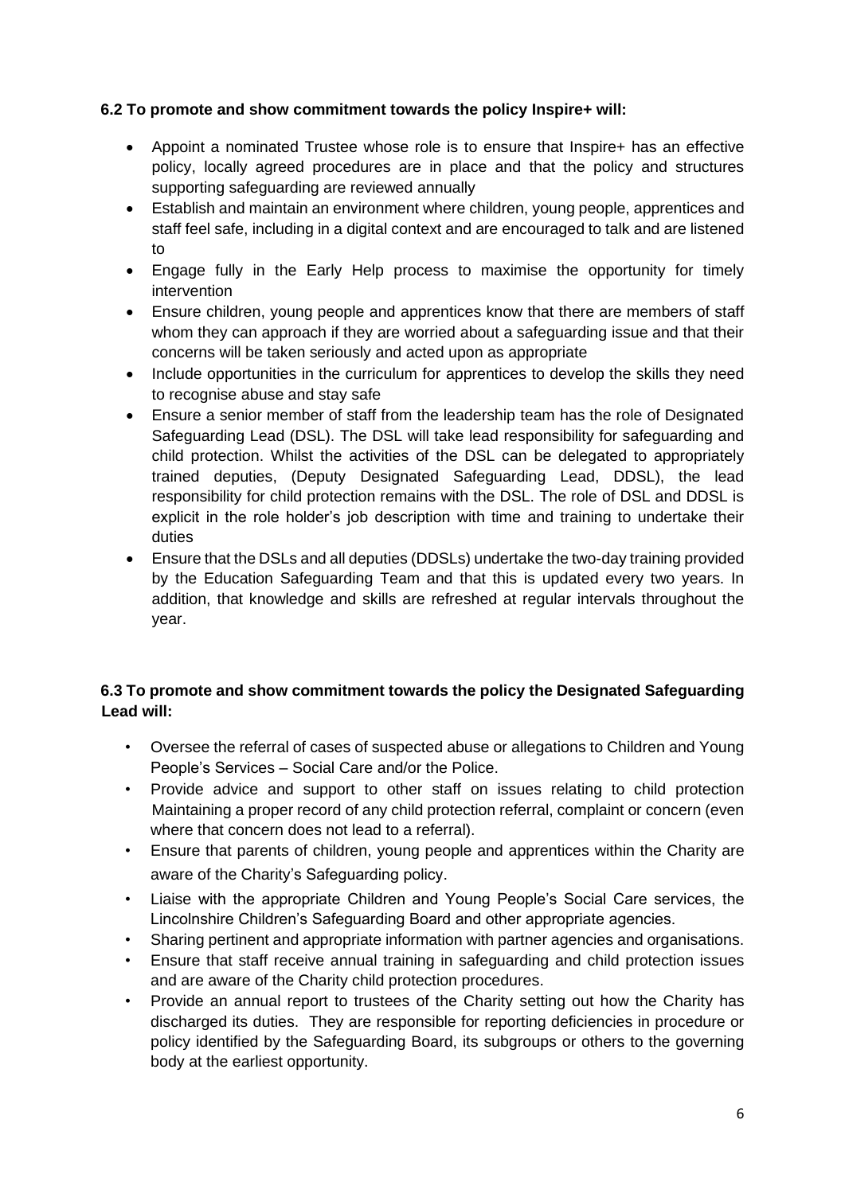**6.2 To promote and show commitment towards the policy Inspire+ will:**

- Appoint a nominated Trustee whose role is to ensure that Inspire+ has an effective policy, locally agreed procedures are in place and that the policy and structures supporting safeguarding are reviewed annually
- Establish and maintain an environment where children, young people, apprentices and staff feel safe, including in a digital context and are encouraged to talk and are listened to
- Engage fully in the Early Help process to maximise the opportunity for timely intervention
- Ensure children, young people and apprentices know that there are members of staff whom they can approach if they are worried about a safeguarding issue and that their concerns will be taken seriously and acted upon as appropriate
- Include opportunities in the curriculum for apprentices to develop the skills they need to recognise abuse and stay safe
- Ensure a senior member of staff from the leadership team has the role of Designated Safeguarding Lead (DSL). The DSL will take lead responsibility for safeguarding and child protection. Whilst the activities of the DSL can be delegated to appropriately trained deputies, (Deputy Designated Safeguarding Lead, DDSL), the lead responsibility for child protection remains with the DSL. The role of DSL and DDSL is explicit in the role holder's job description with time and training to undertake their duties
- Ensure that the DSLs and all deputies (DDSLs) undertake the two-day training provided by the Education Safeguarding Team and that this is updated every two years. In addition, that knowledge and skills are refreshed at regular intervals throughout the year.

**6.3 To promote and show commitment towards the policy the Designated Safeguarding Lead will:**

- Oversee the referral of cases of suspected abuse or allegations to Children and Young People's Services – Social Care and/or the Police.
- Provide advice and support to other staff on issues relating to child protection Maintaining a proper record of any child protection referral, complaint or concern (even where that concern does not lead to a referral).
- Ensure that parents of children, young people and apprentices within the Charity are aware of the Charity's Safeguarding policy.
- Liaise with the appropriate Children and Young People's Social Care services, the Lincolnshire Children's Safeguarding Board and other appropriate agencies.
- Sharing pertinent and appropriate information with partner agencies and organisations.
- Ensure that staff receive annual training in safeguarding and child protection issues and are aware of the Charity child protection procedures.
- Provide an annual report to trustees of the Charity setting out how the Charity has discharged its duties. They are responsible for reporting deficiencies in procedure or policy identified by the Safeguarding Board, its subgroups or others to the governing body at the earliest opportunity.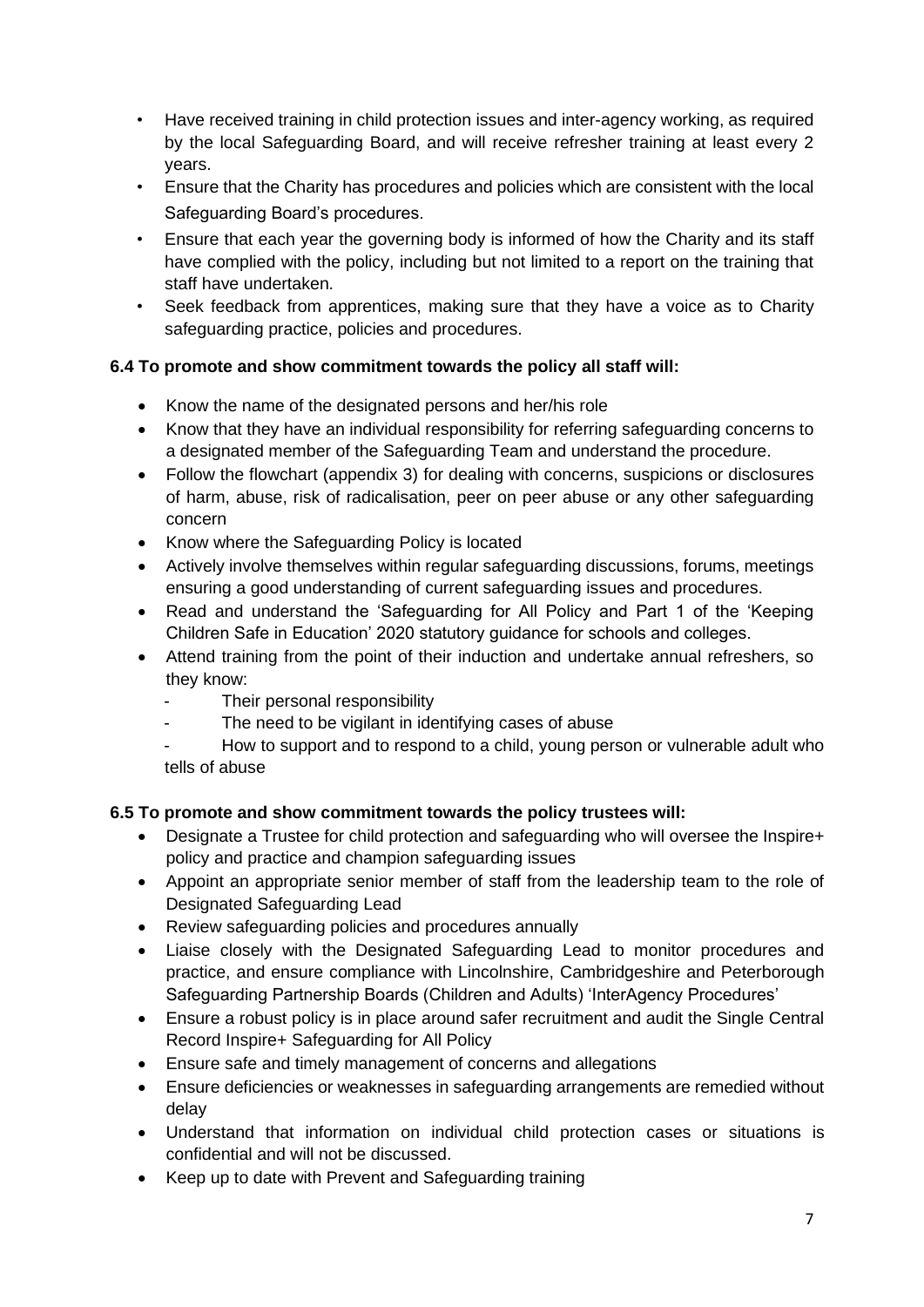- Have received training in child protection issues and inter-agency working, as required by the local Safeguarding Board, and will receive refresher training at least every 2 years.
- Ensure that the Charity has procedures and policies which are consistent with the local Safeguarding Board's procedures.
- Ensure that each year the governing body is informed of how the Charity and its staff have complied with the policy, including but not limited to a report on the training that staff have undertaken.
- Seek feedback from apprentices, making sure that they have a voice as to Charity safeguarding practice, policies and procedures.

**6.4 To promote and show commitment towards the policy all staff will:**

- Know the name of the designated persons and her/his role
- Know that they have an individual responsibility for referring safeguarding concerns to a designated member of the Safeguarding Team and understand the procedure.
- Follow the flowchart (appendix 3) for dealing with concerns, suspicions or disclosures of harm, abuse, risk of radicalisation, peer on peer abuse or any other safeguarding concern
- Know where the Safeguarding Policy is located
- Actively involve themselves within regular safeguarding discussions, forums, meetings ensuring a good understanding of current safeguarding issues and procedures.
- Read and understand the 'Safeguarding for All Policy and Part 1 of the 'Keeping Children Safe in Education' 2020 statutory guidance for schools and colleges.
- Attend training from the point of their induction and undertake annual refreshers, so they know:
  - Their personal responsibility
  - The need to be vigilant in identifying cases of abuse
  - How to support and to respond to a child, young person or vulnerable adult who tells of abuse

**6.5 To promote and show commitment towards the policy trustees will:**

- Designate a Trustee for child protection and safeguarding who will oversee the Inspire+ policy and practice and champion safeguarding issues
- Appoint an appropriate senior member of staff from the leadership team to the role of Designated Safeguarding Lead
- Review safeguarding policies and procedures annually
- Liaise closely with the Designated Safeguarding Lead to monitor procedures and practice, and ensure compliance with Lincolnshire, Cambridgeshire and Peterborough Safeguarding Partnership Boards (Children and Adults) 'InterAgency Procedures'
- Ensure a robust policy is in place around safer recruitment and audit the Single Central Record Inspire+ Safeguarding for All Policy
- Ensure safe and timely management of concerns and allegations
- Ensure deficiencies or weaknesses in safeguarding arrangements are remedied without delay
- Understand that information on individual child protection cases or situations is confidential and will not be discussed.
- Keep up to date with Prevent and Safeguarding training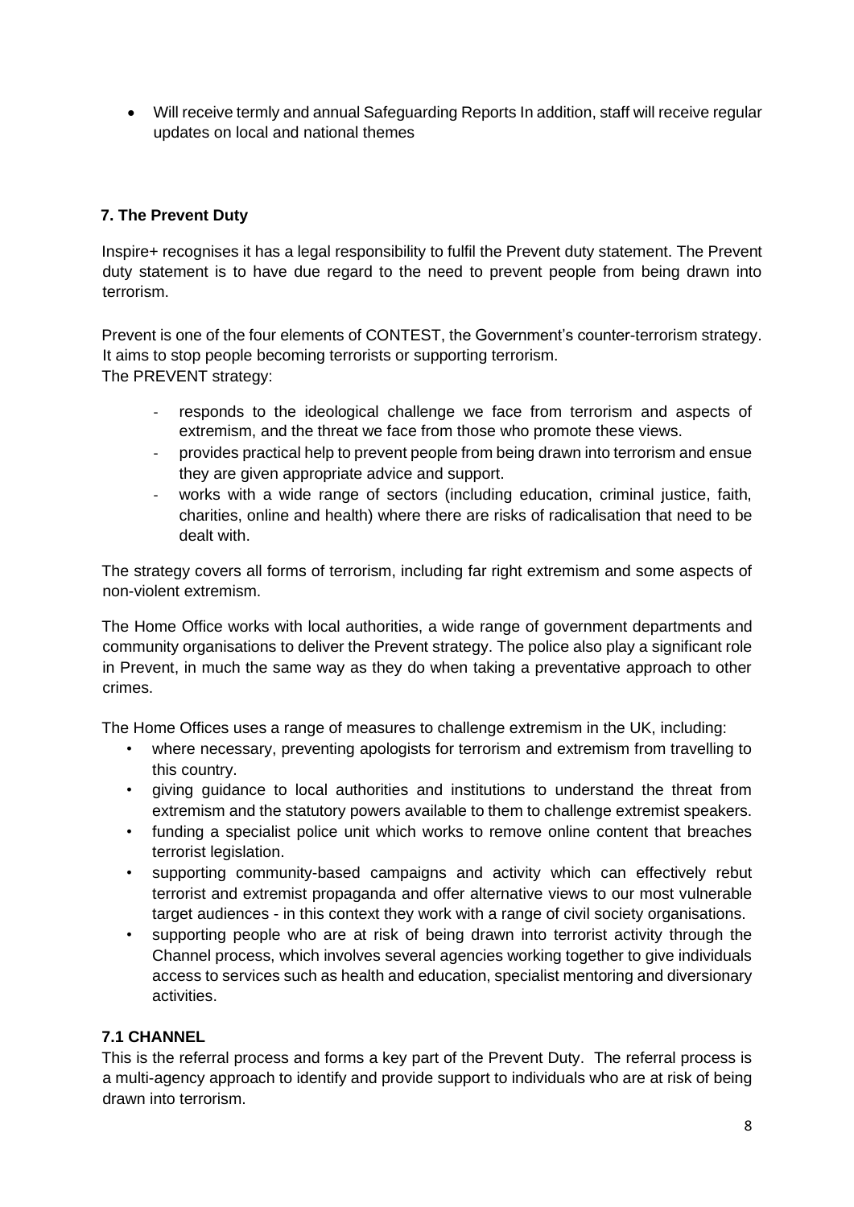- Will receive termly and annual Safeguarding Reports In addition, staff will receive regular updates on local and national themes

## 7. The Prevent Duty

Inspire+ recognises it has a legal responsibility to fulfil the Prevent duty statement. The Prevent duty statement is to have due regard to the need to prevent people from being drawn into terrorism.

Prevent is one of the four elements of CONTEST, the Government's counter-terrorism strategy. It aims to stop people becoming terrorists or supporting terrorism.
The PREVENT strategy:

- responds to the ideological challenge we face from terrorism and aspects of extremism, and the threat we face from those who promote these views.
- provides practical help to prevent people from being drawn into terrorism and ensue they are given appropriate advice and support.
- works with a wide range of sectors (including education, criminal justice, faith, charities, online and health) where there are risks of radicalisation that need to be dealt with.

The strategy covers all forms of terrorism, including far right extremism and some aspects of non-violent extremism.

The Home Office works with local authorities, a wide range of government departments and community organisations to deliver the Prevent strategy. The police also play a significant role in Prevent, in much the same way as they do when taking a preventative approach to other crimes.

The Home Offices uses a range of measures to challenge extremism in the UK, including:

- where necessary, preventing apologists for terrorism and extremism from travelling to this country.
- giving guidance to local authorities and institutions to understand the threat from extremism and the statutory powers available to them to challenge extremist speakers.
- funding a specialist police unit which works to remove online content that breaches terrorist legislation.
- supporting community-based campaigns and activity which can effectively rebut terrorist and extremist propaganda and offer alternative views to our most vulnerable target audiences - in this context they work with a range of civil society organisations.
- supporting people who are at risk of being drawn into terrorist activity through the Channel process, which involves several agencies working together to give individuals access to services such as health and education, specialist mentoring and diversionary activities.

### 7.1 CHANNEL

This is the referral process and forms a key part of the Prevent Duty. The referral process is a multi-agency approach to identify and provide support to individuals who are at risk of being drawn into terrorism.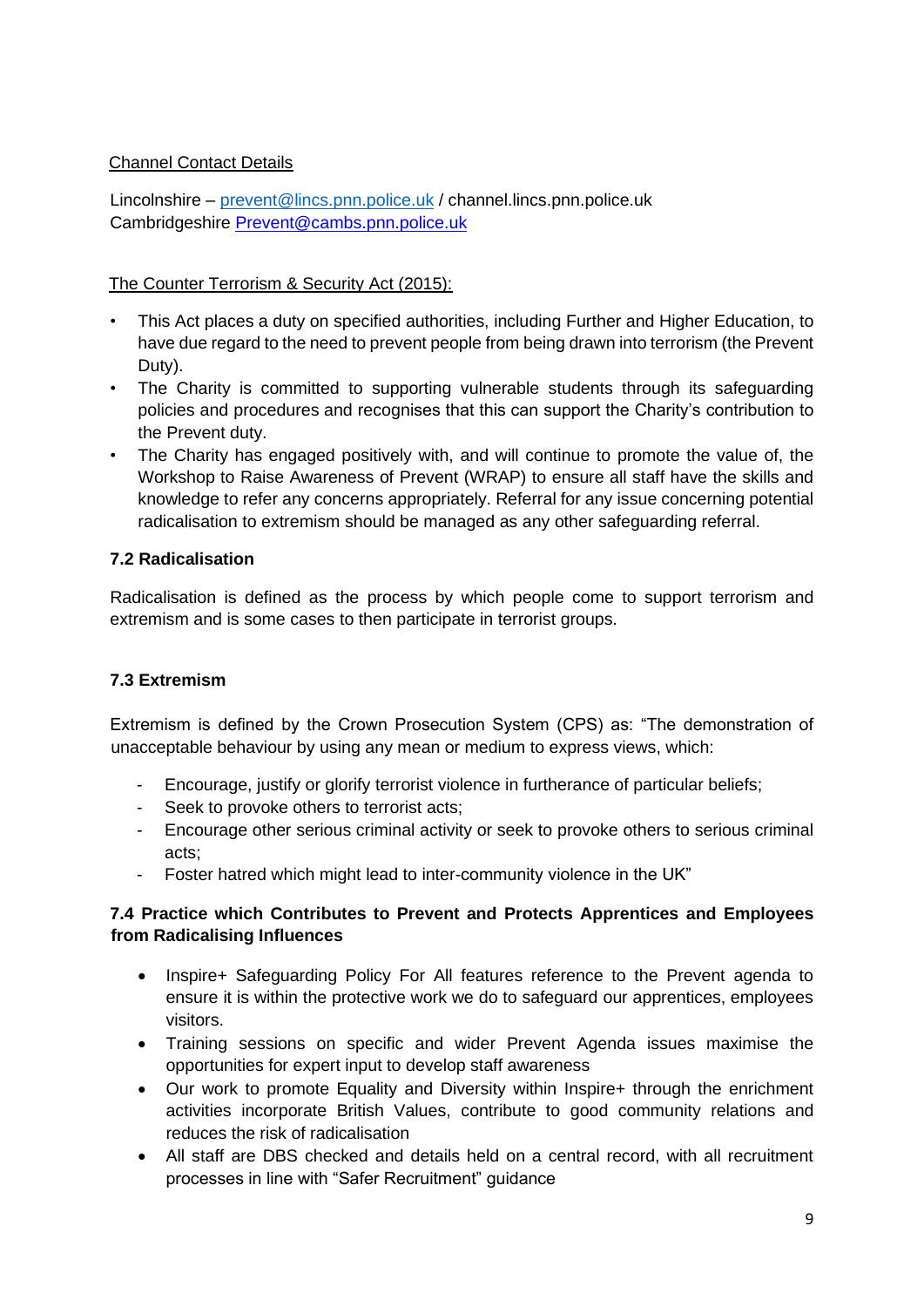Channel Contact Details

Lincolnshire – prevent@lincs.pnn.police.uk / channel.lincs.pnn.police.uk
Cambridgeshire Prevent@cambs.pnn.police.uk

The Counter Terrorism & Security Act (2015):

- This Act places a duty on specified authorities, including Further and Higher Education, to have due regard to the need to prevent people from being drawn into terrorism (the Prevent Duty).
- The Charity is committed to supporting vulnerable students through its safeguarding policies and procedures and recognises that this can support the Charity's contribution to the Prevent duty.
- The Charity has engaged positively with, and will continue to promote the value of, the Workshop to Raise Awareness of Prevent (WRAP) to ensure all staff have the skills and knowledge to refer any concerns appropriately. Referral for any issue concerning potential radicalisation to extremism should be managed as any other safeguarding referral.

### 7.2 Radicalisation

Radicalisation is defined as the process by which people come to support terrorism and extremism and is some cases to then participate in terrorist groups.

### 7.3 Extremism

Extremism is defined by the Crown Prosecution System (CPS) as: "The demonstration of unacceptable behaviour by using any mean or medium to express views, which:

- Encourage, justify or glorify terrorist violence in furtherance of particular beliefs;
- Seek to provoke others to terrorist acts;
- Encourage other serious criminal activity or seek to provoke others to serious criminal acts;
- Foster hatred which might lead to inter-community violence in the UK"

### 7.4 Practice which Contributes to Prevent and Protects Apprentices and Employees from Radicalising Influences

- Inspire+ Safeguarding Policy For All features reference to the Prevent agenda to ensure it is within the protective work we do to safeguard our apprentices, employees visitors.
- Training sessions on specific and wider Prevent Agenda issues maximise the opportunities for expert input to develop staff awareness
- Our work to promote Equality and Diversity within Inspire+ through the enrichment activities incorporate British Values, contribute to good community relations and reduces the risk of radicalisation
- All staff are DBS checked and details held on a central record, with all recruitment processes in line with "Safer Recruitment" guidance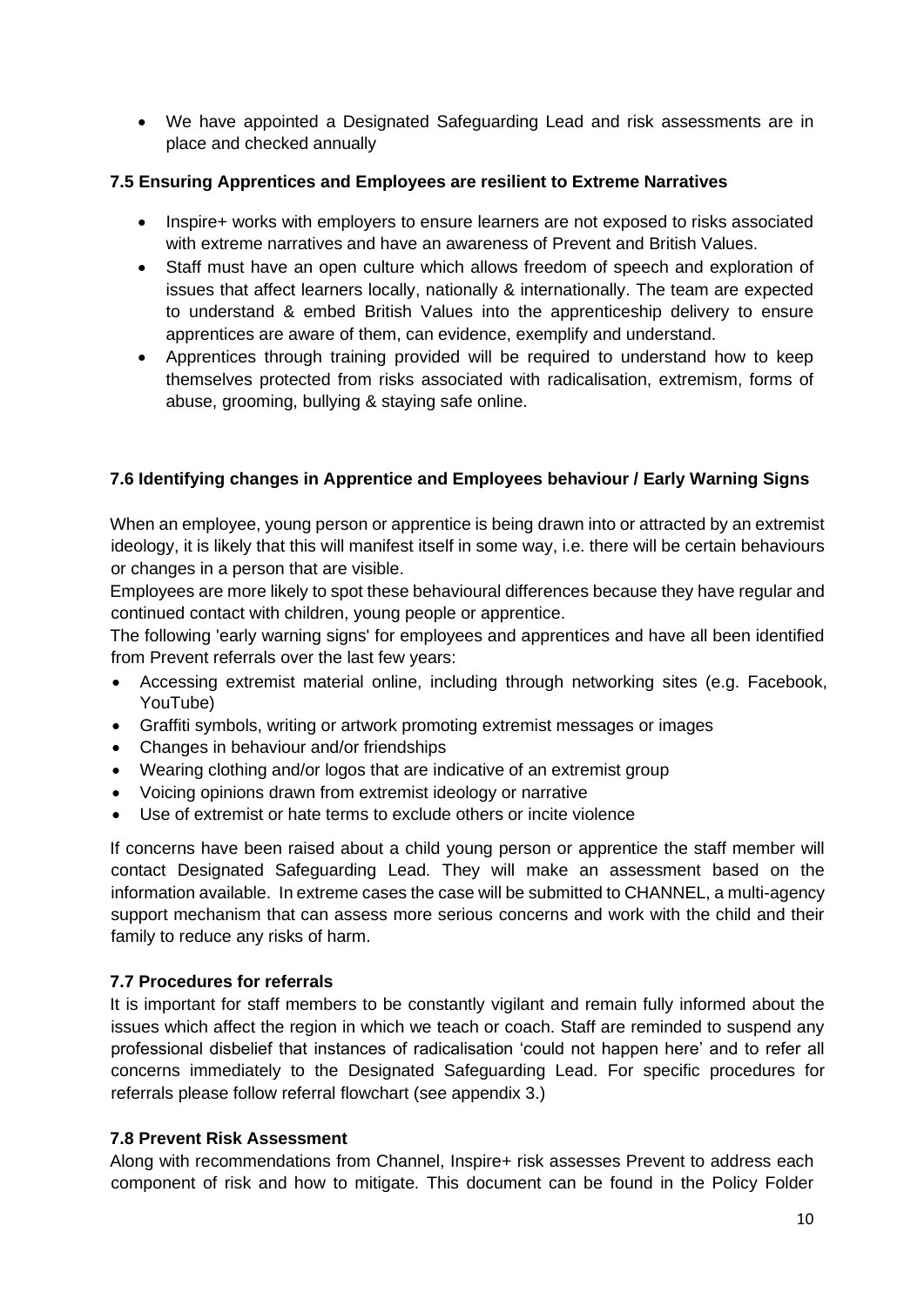- We have appointed a Designated Safeguarding Lead and risk assessments are in place and checked annually

### 7.5 Ensuring Apprentices and Employees are resilient to Extreme Narratives

- Inspire+ works with employers to ensure learners are not exposed to risks associated with extreme narratives and have an awareness of Prevent and British Values.
- Staff must have an open culture which allows freedom of speech and exploration of issues that affect learners locally, nationally & internationally. The team are expected to understand & embed British Values into the apprenticeship delivery to ensure apprentices are aware of them, can evidence, exemplify and understand.
- Apprentices through training provided will be required to understand how to keep themselves protected from risks associated with radicalisation, extremism, forms of abuse, grooming, bullying & staying safe online.

### 7.6 Identifying changes in Apprentice and Employees behaviour / Early Warning Signs

When an employee, young person or apprentice is being drawn into or attracted by an extremist ideology, it is likely that this will manifest itself in some way, i.e. there will be certain behaviours or changes in a person that are visible.

Employees are more likely to spot these behavioural differences because they have regular and continued contact with children, young people or apprentice.

The following 'early warning signs' for employees and apprentices and have all been identified from Prevent referrals over the last few years:

- Accessing extremist material online, including through networking sites (e.g. Facebook, YouTube)
- Graffiti symbols, writing or artwork promoting extremist messages or images
- Changes in behaviour and/or friendships
- Wearing clothing and/or logos that are indicative of an extremist group
- Voicing opinions drawn from extremist ideology or narrative
- Use of extremist or hate terms to exclude others or incite violence

If concerns have been raised about a child young person or apprentice the staff member will contact Designated Safeguarding Lead. They will make an assessment based on the information available. In extreme cases the case will be submitted to CHANNEL, a multi-agency support mechanism that can assess more serious concerns and work with the child and their family to reduce any risks of harm.

### 7.7 Procedures for referrals

It is important for staff members to be constantly vigilant and remain fully informed about the issues which affect the region in which we teach or coach. Staff are reminded to suspend any professional disbelief that instances of radicalisation 'could not happen here' and to refer all concerns immediately to the Designated Safeguarding Lead. For specific procedures for referrals please follow referral flowchart (see appendix 3.)

### 7.8 Prevent Risk Assessment

Along with recommendations from Channel, Inspire+ risk assesses Prevent to address each component of risk and how to mitigate. This document can be found in the Policy Folder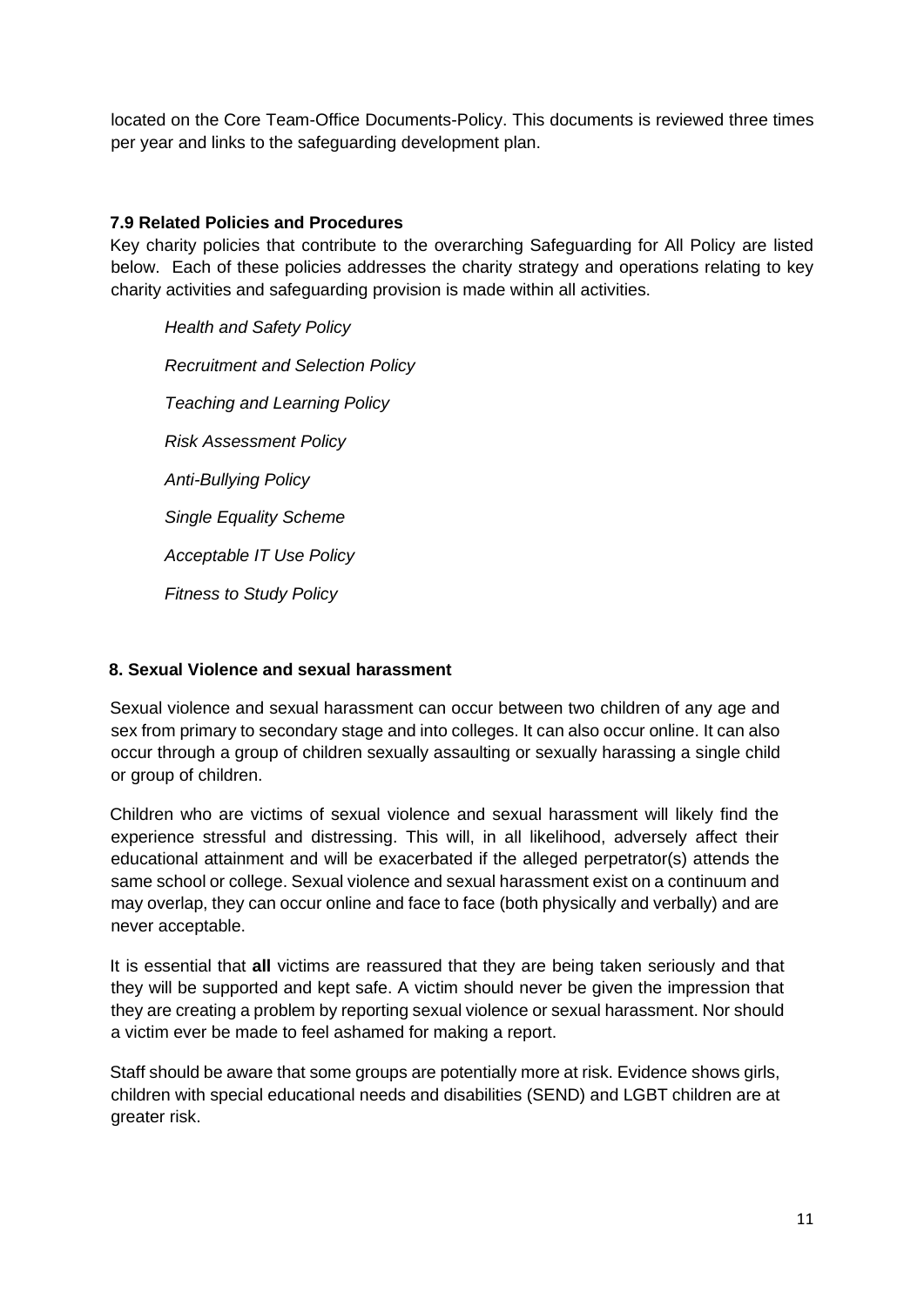located on the Core Team-Office Documents-Policy. This documents is reviewed three times per year and links to the safeguarding development plan.

### 7.9 Related Policies and Procedures

Key charity policies that contribute to the overarching Safeguarding for All Policy are listed below. Each of these policies addresses the charity strategy and operations relating to key charity activities and safeguarding provision is made within all activities.

*Health and Safety Policy*

*Recruitment and Selection Policy*

*Teaching and Learning Policy*

*Risk Assessment Policy*

*Anti-Bullying Policy*

*Single Equality Scheme*

*Acceptable IT Use Policy*

*Fitness to Study Policy*

## 8. Sexual Violence and sexual harassment

Sexual violence and sexual harassment can occur between two children of any age and sex from primary to secondary stage and into colleges. It can also occur online. It can also occur through a group of children sexually assaulting or sexually harassing a single child or group of children.

Children who are victims of sexual violence and sexual harassment will likely find the experience stressful and distressing. This will, in all likelihood, adversely affect their educational attainment and will be exacerbated if the alleged perpetrator(s) attends the same school or college. Sexual violence and sexual harassment exist on a continuum and may overlap, they can occur online and face to face (both physically and verbally) and are never acceptable.

It is essential that **all** victims are reassured that they are being taken seriously and that they will be supported and kept safe. A victim should never be given the impression that they are creating a problem by reporting sexual violence or sexual harassment. Nor should a victim ever be made to feel ashamed for making a report.

Staff should be aware that some groups are potentially more at risk. Evidence shows girls, children with special educational needs and disabilities (SEND) and LGBT children are at greater risk.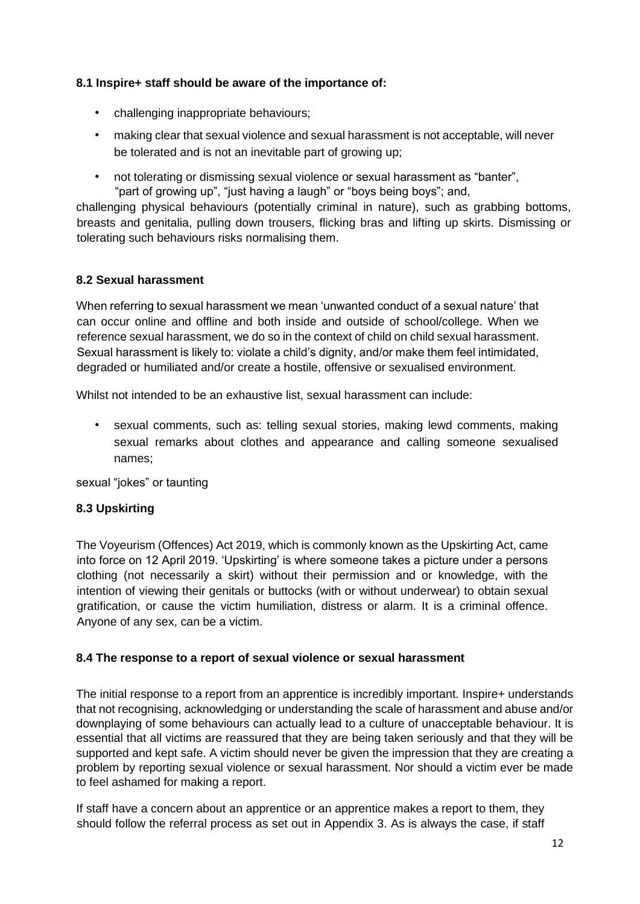**8.1 Inspire+ staff should be aware of the importance of:**

- challenging inappropriate behaviours;
- making clear that sexual violence and sexual harassment is not acceptable, will never be tolerated and is not an inevitable part of growing up;
- not tolerating or dismissing sexual violence or sexual harassment as "banter", "part of growing up", "just having a laugh" or "boys being boys"; and,

challenging physical behaviours (potentially criminal in nature), such as grabbing bottoms, breasts and genitalia, pulling down trousers, flicking bras and lifting up skirts. Dismissing or tolerating such behaviours risks normalising them.

**8.2 Sexual harassment**

When referring to sexual harassment we mean 'unwanted conduct of a sexual nature' that can occur online and offline and both inside and outside of school/college. When we reference sexual harassment, we do so in the context of child on child sexual harassment. Sexual harassment is likely to: violate a child's dignity, and/or make them feel intimidated, degraded or humiliated and/or create a hostile, offensive or sexualised environment.

Whilst not intended to be an exhaustive list, sexual harassment can include:

- sexual comments, such as: telling sexual stories, making lewd comments, making sexual remarks about clothes and appearance and calling someone sexualised names;

sexual "jokes" or taunting

**8.3 Upskirting**

The Voyeurism (Offences) Act 2019, which is commonly known as the Upskirting Act, came into force on 12 April 2019. 'Upskirting' is where someone takes a picture under a persons clothing (not necessarily a skirt) without their permission and or knowledge, with the intention of viewing their genitals or buttocks (with or without underwear) to obtain sexual gratification, or cause the victim humiliation, distress or alarm. It is a criminal offence. Anyone of any sex, can be a victim.

**8.4 The response to a report of sexual violence or sexual harassment**

The initial response to a report from an apprentice is incredibly important. Inspire+ understands that not recognising, acknowledging or understanding the scale of harassment and abuse and/or downplaying of some behaviours can actually lead to a culture of unacceptable behaviour. It is essential that all victims are reassured that they are being taken seriously and that they will be supported and kept safe. A victim should never be given the impression that they are creating a problem by reporting sexual violence or sexual harassment. Nor should a victim ever be made to feel ashamed for making a report.

If staff have a concern about an apprentice or an apprentice makes a report to them, they should follow the referral process as set out in Appendix 3. As is always the case, if staff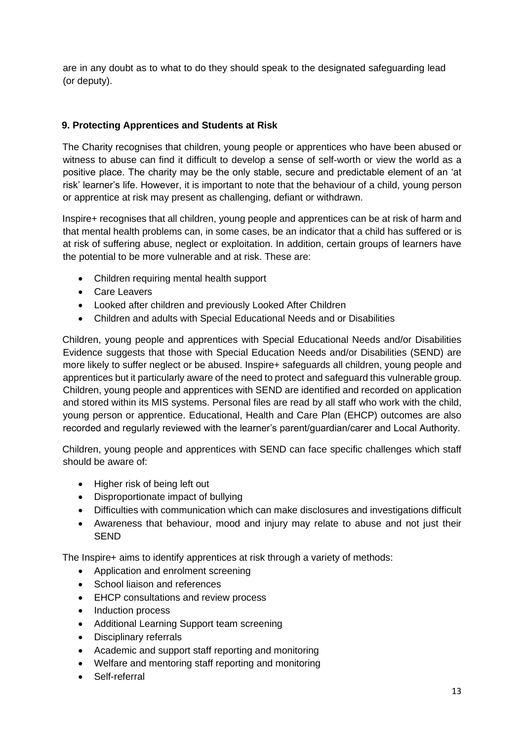are in any doubt as to what to do they should speak to the designated safeguarding lead (or deputy).

## 9. Protecting Apprentices and Students at Risk

The Charity recognises that children, young people or apprentices who have been abused or witness to abuse can find it difficult to develop a sense of self-worth or view the world as a positive place. The charity may be the only stable, secure and predictable element of an 'at risk' learner's life. However, it is important to note that the behaviour of a child, young person or apprentice at risk may present as challenging, defiant or withdrawn.

Inspire+ recognises that all children, young people and apprentices can be at risk of harm and that mental health problems can, in some cases, be an indicator that a child has suffered or is at risk of suffering abuse, neglect or exploitation. In addition, certain groups of learners have the potential to be more vulnerable and at risk. These are:

- Children requiring mental health support
- Care Leavers
- Looked after children and previously Looked After Children
- Children and adults with Special Educational Needs and or Disabilities

Children, young people and apprentices with Special Educational Needs and/or Disabilities Evidence suggests that those with Special Education Needs and/or Disabilities (SEND) are more likely to suffer neglect or be abused. Inspire+ safeguards all children, young people and apprentices but it particularly aware of the need to protect and safeguard this vulnerable group. Children, young people and apprentices with SEND are identified and recorded on application and stored within its MIS systems. Personal files are read by all staff who work with the child, young person or apprentice. Educational, Health and Care Plan (EHCP) outcomes are also recorded and regularly reviewed with the learner's parent/guardian/carer and Local Authority.

Children, young people and apprentices with SEND can face specific challenges which staff should be aware of:

- Higher risk of being left out
- Disproportionate impact of bullying
- Difficulties with communication which can make disclosures and investigations difficult
- Awareness that behaviour, mood and injury may relate to abuse and not just their SEND

The Inspire+ aims to identify apprentices at risk through a variety of methods:

- Application and enrolment screening
- School liaison and references
- EHCP consultations and review process
- Induction process
- Additional Learning Support team screening
- Disciplinary referrals
- Academic and support staff reporting and monitoring
- Welfare and mentoring staff reporting and monitoring
- Self-referral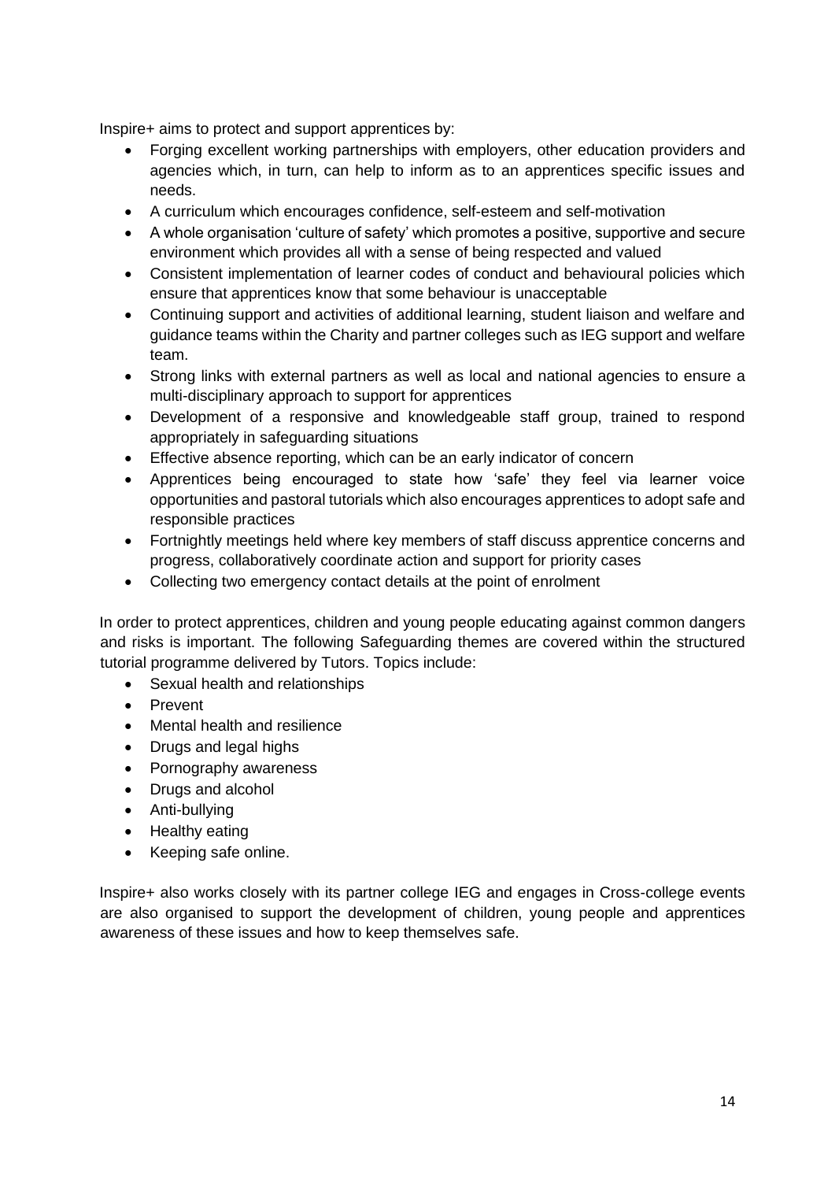Inspire+ aims to protect and support apprentices by:

- Forging excellent working partnerships with employers, other education providers and agencies which, in turn, can help to inform as to an apprentices specific issues and needs.
- A curriculum which encourages confidence, self-esteem and self-motivation
- A whole organisation 'culture of safety' which promotes a positive, supportive and secure environment which provides all with a sense of being respected and valued
- Consistent implementation of learner codes of conduct and behavioural policies which ensure that apprentices know that some behaviour is unacceptable
- Continuing support and activities of additional learning, student liaison and welfare and guidance teams within the Charity and partner colleges such as IEG support and welfare team.
- Strong links with external partners as well as local and national agencies to ensure a multi-disciplinary approach to support for apprentices
- Development of a responsive and knowledgeable staff group, trained to respond appropriately in safeguarding situations
- Effective absence reporting, which can be an early indicator of concern
- Apprentices being encouraged to state how 'safe' they feel via learner voice opportunities and pastoral tutorials which also encourages apprentices to adopt safe and responsible practices
- Fortnightly meetings held where key members of staff discuss apprentice concerns and progress, collaboratively coordinate action and support for priority cases
- Collecting two emergency contact details at the point of enrolment

In order to protect apprentices, children and young people educating against common dangers and risks is important. The following Safeguarding themes are covered within the structured tutorial programme delivered by Tutors. Topics include:

- Sexual health and relationships
- Prevent
- Mental health and resilience
- Drugs and legal highs
- Pornography awareness
- Drugs and alcohol
- Anti-bullying
- Healthy eating
- Keeping safe online.

Inspire+ also works closely with its partner college IEG and engages in Cross-college events are also organised to support the development of children, young people and apprentices awareness of these issues and how to keep themselves safe.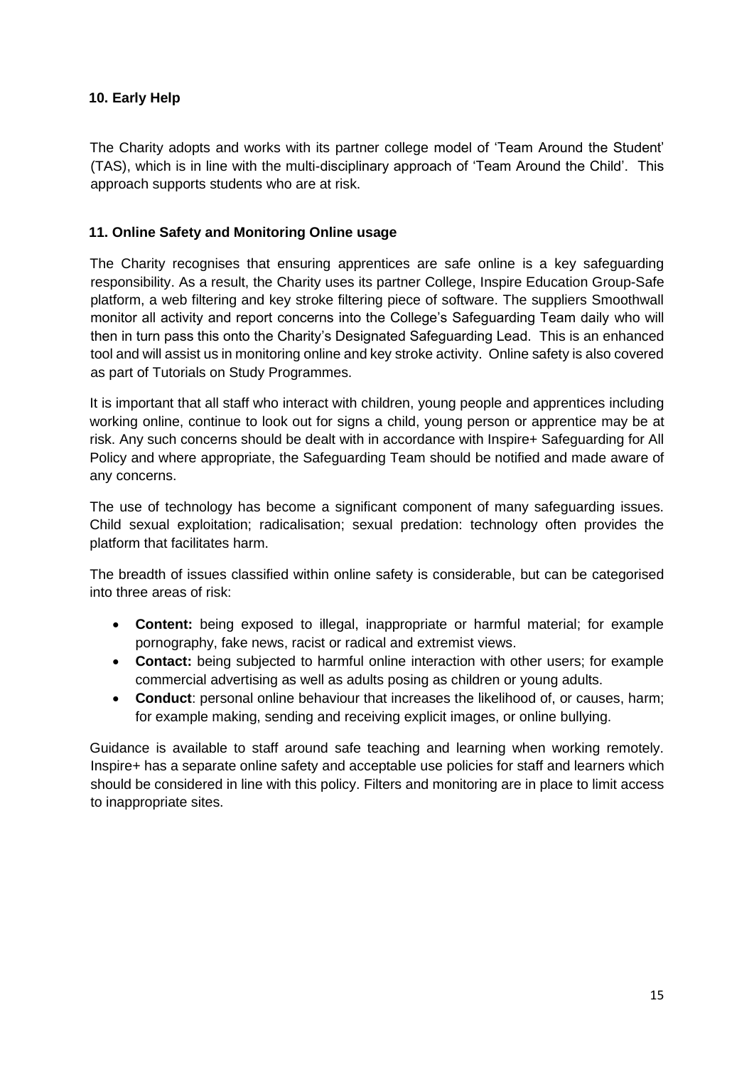## 10. Early Help

The Charity adopts and works with its partner college model of 'Team Around the Student' (TAS), which is in line with the multi-disciplinary approach of 'Team Around the Child'. This approach supports students who are at risk.

## 11. Online Safety and Monitoring Online usage

The Charity recognises that ensuring apprentices are safe online is a key safeguarding responsibility. As a result, the Charity uses its partner College, Inspire Education Group-Safe platform, a web filtering and key stroke filtering piece of software. The suppliers Smoothwall monitor all activity and report concerns into the College's Safeguarding Team daily who will then in turn pass this onto the Charity's Designated Safeguarding Lead. This is an enhanced tool and will assist us in monitoring online and key stroke activity. Online safety is also covered as part of Tutorials on Study Programmes.

It is important that all staff who interact with children, young people and apprentices including working online, continue to look out for signs a child, young person or apprentice may be at risk. Any such concerns should be dealt with in accordance with Inspire+ Safeguarding for All Policy and where appropriate, the Safeguarding Team should be notified and made aware of any concerns.

The use of technology has become a significant component of many safeguarding issues. Child sexual exploitation; radicalisation; sexual predation: technology often provides the platform that facilitates harm.

The breadth of issues classified within online safety is considerable, but can be categorised into three areas of risk:

- **Content:** being exposed to illegal, inappropriate or harmful material; for example pornography, fake news, racist or radical and extremist views.
- **Contact:** being subjected to harmful online interaction with other users; for example commercial advertising as well as adults posing as children or young adults.
- **Conduct**: personal online behaviour that increases the likelihood of, or causes, harm; for example making, sending and receiving explicit images, or online bullying.

Guidance is available to staff around safe teaching and learning when working remotely. Inspire+ has a separate online safety and acceptable use policies for staff and learners which should be considered in line with this policy. Filters and monitoring are in place to limit access to inappropriate sites.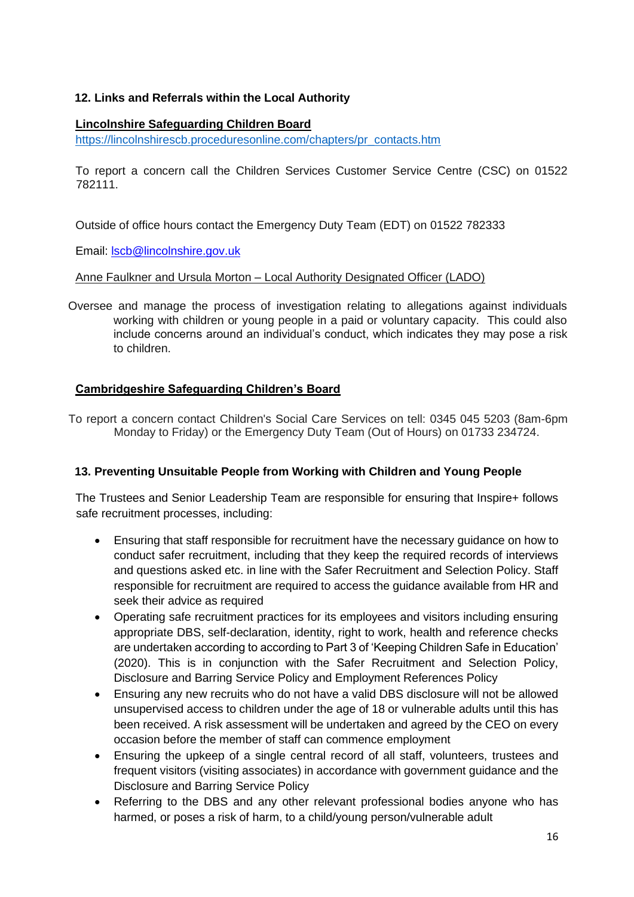## 12. Links and Referrals within the Local Authority

**Lincolnshire Safeguarding Children Board**

https://lincolnshirescb.proceduresonline.com/chapters/pr_contacts.htm

To report a concern call the Children Services Customer Service Centre (CSC) on 01522 782111.

Outside of office hours contact the Emergency Duty Team (EDT) on 01522 782333

Email: lscb@lincolnshire.gov.uk

Anne Faulkner and Ursula Morton – Local Authority Designated Officer (LADO)

Oversee and manage the process of investigation relating to allegations against individuals working with children or young people in a paid or voluntary capacity. This could also include concerns around an individual's conduct, which indicates they may pose a risk to children.

**Cambridgeshire Safeguarding Children's Board**

To report a concern contact Children's Social Care Services on tell: 0345 045 5203 (8am-6pm Monday to Friday) or the Emergency Duty Team (Out of Hours) on 01733 234724.

## 13. Preventing Unsuitable People from Working with Children and Young People

The Trustees and Senior Leadership Team are responsible for ensuring that Inspire+ follows safe recruitment processes, including:

- Ensuring that staff responsible for recruitment have the necessary guidance on how to conduct safer recruitment, including that they keep the required records of interviews and questions asked etc. in line with the Safer Recruitment and Selection Policy. Staff responsible for recruitment are required to access the guidance available from HR and seek their advice as required
- Operating safe recruitment practices for its employees and visitors including ensuring appropriate DBS, self-declaration, identity, right to work, health and reference checks are undertaken according to according to Part 3 of 'Keeping Children Safe in Education' (2020). This is in conjunction with the Safer Recruitment and Selection Policy, Disclosure and Barring Service Policy and Employment References Policy
- Ensuring any new recruits who do not have a valid DBS disclosure will not be allowed unsupervised access to children under the age of 18 or vulnerable adults until this has been received. A risk assessment will be undertaken and agreed by the CEO on every occasion before the member of staff can commence employment
- Ensuring the upkeep of a single central record of all staff, volunteers, trustees and frequent visitors (visiting associates) in accordance with government guidance and the Disclosure and Barring Service Policy
- Referring to the DBS and any other relevant professional bodies anyone who has harmed, or poses a risk of harm, to a child/young person/vulnerable adult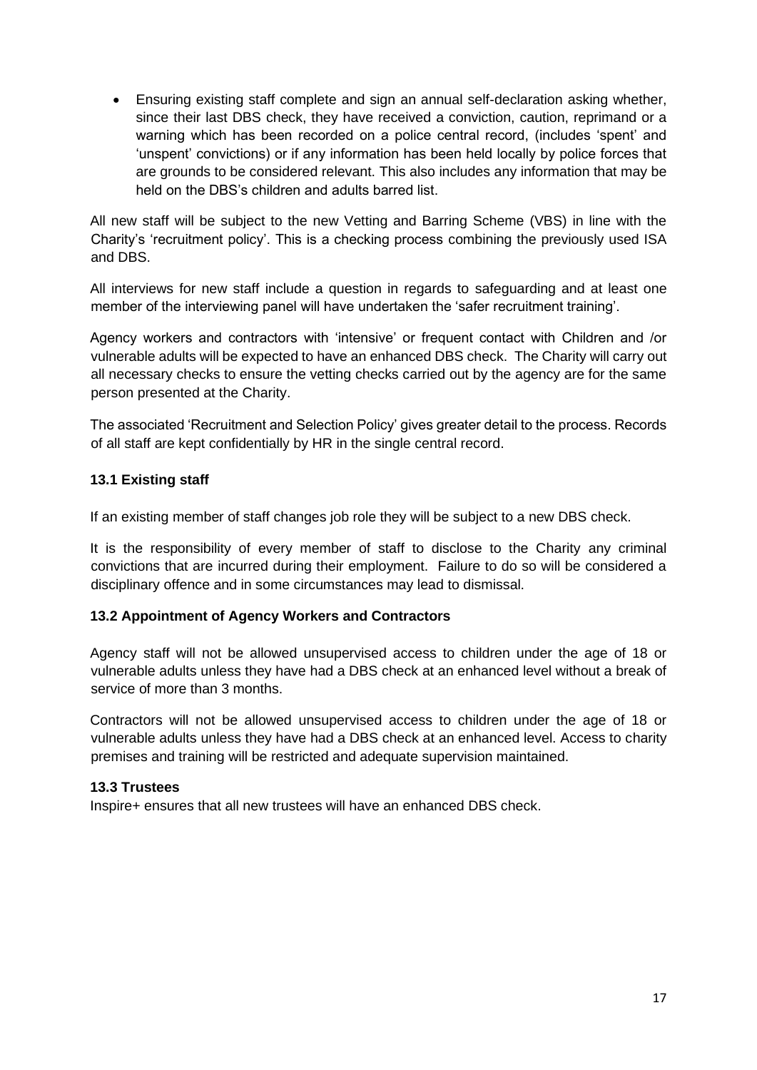- Ensuring existing staff complete and sign an annual self-declaration asking whether, since their last DBS check, they have received a conviction, caution, reprimand or a warning which has been recorded on a police central record, (includes 'spent' and 'unspent' convictions) or if any information has been held locally by police forces that are grounds to be considered relevant. This also includes any information that may be held on the DBS's children and adults barred list.

All new staff will be subject to the new Vetting and Barring Scheme (VBS) in line with the Charity's 'recruitment policy'. This is a checking process combining the previously used ISA and DBS.

All interviews for new staff include a question in regards to safeguarding and at least one member of the interviewing panel will have undertaken the 'safer recruitment training'.

Agency workers and contractors with 'intensive' or frequent contact with Children and /or vulnerable adults will be expected to have an enhanced DBS check. The Charity will carry out all necessary checks to ensure the vetting checks carried out by the agency are for the same person presented at the Charity.

The associated 'Recruitment and Selection Policy' gives greater detail to the process. Records of all staff are kept confidentially by HR in the single central record.

### 13.1 Existing staff

If an existing member of staff changes job role they will be subject to a new DBS check.

It is the responsibility of every member of staff to disclose to the Charity any criminal convictions that are incurred during their employment. Failure to do so will be considered a disciplinary offence and in some circumstances may lead to dismissal.

### 13.2 Appointment of Agency Workers and Contractors

Agency staff will not be allowed unsupervised access to children under the age of 18 or vulnerable adults unless they have had a DBS check at an enhanced level without a break of service of more than 3 months.

Contractors will not be allowed unsupervised access to children under the age of 18 or vulnerable adults unless they have had a DBS check at an enhanced level. Access to charity premises and training will be restricted and adequate supervision maintained.

### 13.3 Trustees

Inspire+ ensures that all new trustees will have an enhanced DBS check.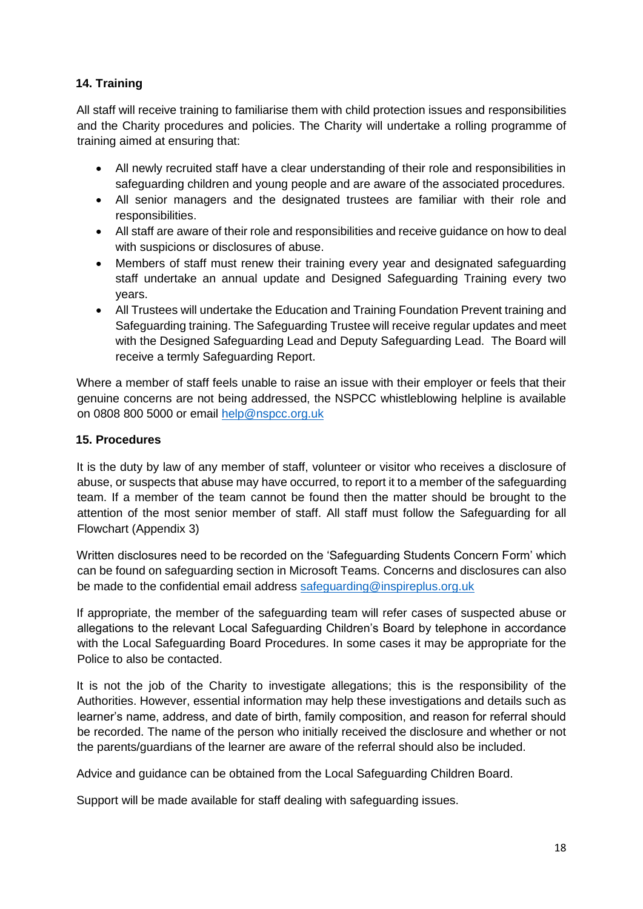## 14. Training

All staff will receive training to familiarise them with child protection issues and responsibilities and the Charity procedures and policies. The Charity will undertake a rolling programme of training aimed at ensuring that:

- All newly recruited staff have a clear understanding of their role and responsibilities in safeguarding children and young people and are aware of the associated procedures.
- All senior managers and the designated trustees are familiar with their role and responsibilities.
- All staff are aware of their role and responsibilities and receive guidance on how to deal with suspicions or disclosures of abuse.
- Members of staff must renew their training every year and designated safeguarding staff undertake an annual update and Designed Safeguarding Training every two years.
- All Trustees will undertake the Education and Training Foundation Prevent training and Safeguarding training. The Safeguarding Trustee will receive regular updates and meet with the Designed Safeguarding Lead and Deputy Safeguarding Lead. The Board will receive a termly Safeguarding Report.

Where a member of staff feels unable to raise an issue with their employer or feels that their genuine concerns are not being addressed, the NSPCC whistleblowing helpline is available on 0808 800 5000 or email help@nspcc.org.uk

## 15. Procedures

It is the duty by law of any member of staff, volunteer or visitor who receives a disclosure of abuse, or suspects that abuse may have occurred, to report it to a member of the safeguarding team. If a member of the team cannot be found then the matter should be brought to the attention of the most senior member of staff. All staff must follow the Safeguarding for all Flowchart (Appendix 3)

Written disclosures need to be recorded on the 'Safeguarding Students Concern Form' which can be found on safeguarding section in Microsoft Teams. Concerns and disclosures can also be made to the confidential email address safeguarding@inspireplus.org.uk

If appropriate, the member of the safeguarding team will refer cases of suspected abuse or allegations to the relevant Local Safeguarding Children's Board by telephone in accordance with the Local Safeguarding Board Procedures. In some cases it may be appropriate for the Police to also be contacted.

It is not the job of the Charity to investigate allegations; this is the responsibility of the Authorities. However, essential information may help these investigations and details such as learner's name, address, and date of birth, family composition, and reason for referral should be recorded. The name of the person who initially received the disclosure and whether or not the parents/guardians of the learner are aware of the referral should also be included.

Advice and guidance can be obtained from the Local Safeguarding Children Board.

Support will be made available for staff dealing with safeguarding issues.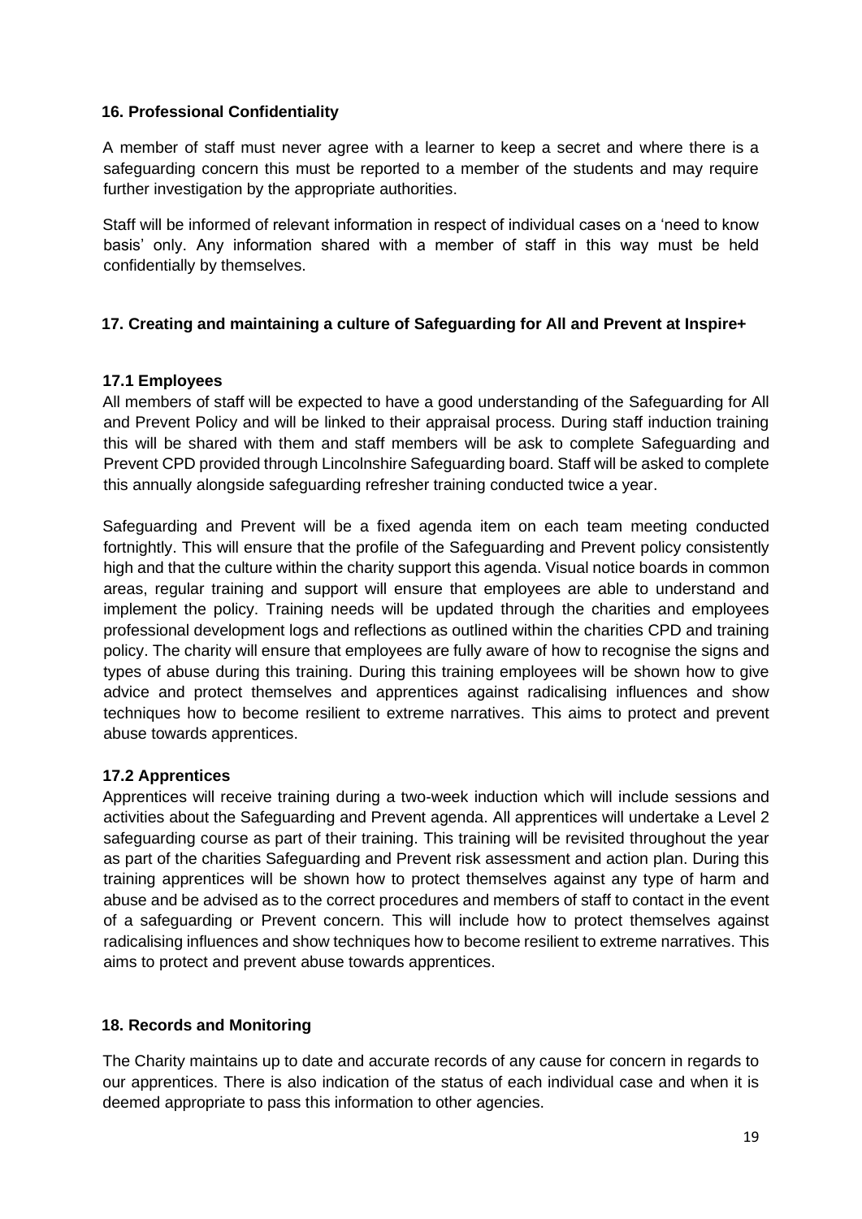## 16. Professional Confidentiality

A member of staff must never agree with a learner to keep a secret and where there is a safeguarding concern this must be reported to a member of the students and may require further investigation by the appropriate authorities.

Staff will be informed of relevant information in respect of individual cases on a 'need to know basis' only. Any information shared with a member of staff in this way must be held confidentially by themselves.

## 17. Creating and maintaining a culture of Safeguarding for All and Prevent at Inspire+

### 17.1 Employees

All members of staff will be expected to have a good understanding of the Safeguarding for All and Prevent Policy and will be linked to their appraisal process. During staff induction training this will be shared with them and staff members will be ask to complete Safeguarding and Prevent CPD provided through Lincolnshire Safeguarding board. Staff will be asked to complete this annually alongside safeguarding refresher training conducted twice a year.

Safeguarding and Prevent will be a fixed agenda item on each team meeting conducted fortnightly. This will ensure that the profile of the Safeguarding and Prevent policy consistently high and that the culture within the charity support this agenda. Visual notice boards in common areas, regular training and support will ensure that employees are able to understand and implement the policy. Training needs will be updated through the charities and employees professional development logs and reflections as outlined within the charities CPD and training policy. The charity will ensure that employees are fully aware of how to recognise the signs and types of abuse during this training. During this training employees will be shown how to give advice and protect themselves and apprentices against radicalising influences and show techniques how to become resilient to extreme narratives. This aims to protect and prevent abuse towards apprentices.

### 17.2 Apprentices

Apprentices will receive training during a two-week induction which will include sessions and activities about the Safeguarding and Prevent agenda. All apprentices will undertake a Level 2 safeguarding course as part of their training. This training will be revisited throughout the year as part of the charities Safeguarding and Prevent risk assessment and action plan. During this training apprentices will be shown how to protect themselves against any type of harm and abuse and be advised as to the correct procedures and members of staff to contact in the event of a safeguarding or Prevent concern. This will include how to protect themselves against radicalising influences and show techniques how to become resilient to extreme narratives. This aims to protect and prevent abuse towards apprentices.

## 18. Records and Monitoring

The Charity maintains up to date and accurate records of any cause for concern in regards to our apprentices. There is also indication of the status of each individual case and when it is deemed appropriate to pass this information to other agencies.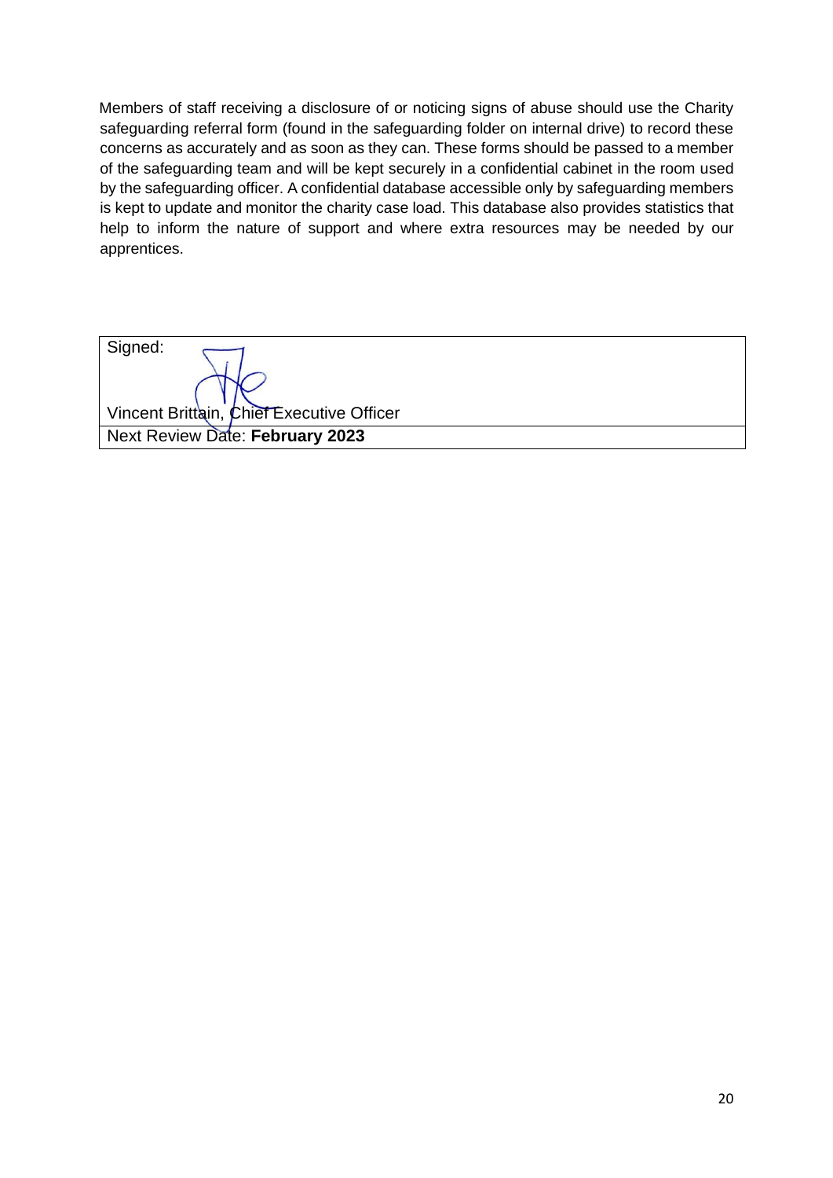Members of staff receiving a disclosure of or noticing signs of abuse should use the Charity safeguarding referral form (found in the safeguarding folder on internal drive) to record these concerns as accurately and as soon as they can. These forms should be passed to a member of the safeguarding team and will be kept securely in a confidential cabinet in the room used by the safeguarding officer. A confidential database accessible only by safeguarding members is kept to update and monitor the charity case load. This database also provides statistics that help to inform the nature of support and where extra resources may be needed by our apprentices.

| Signed: <br><br> Vincent Brittain, Chief Executive Officer |
| --- |
| Next Review Date: **February 2023** |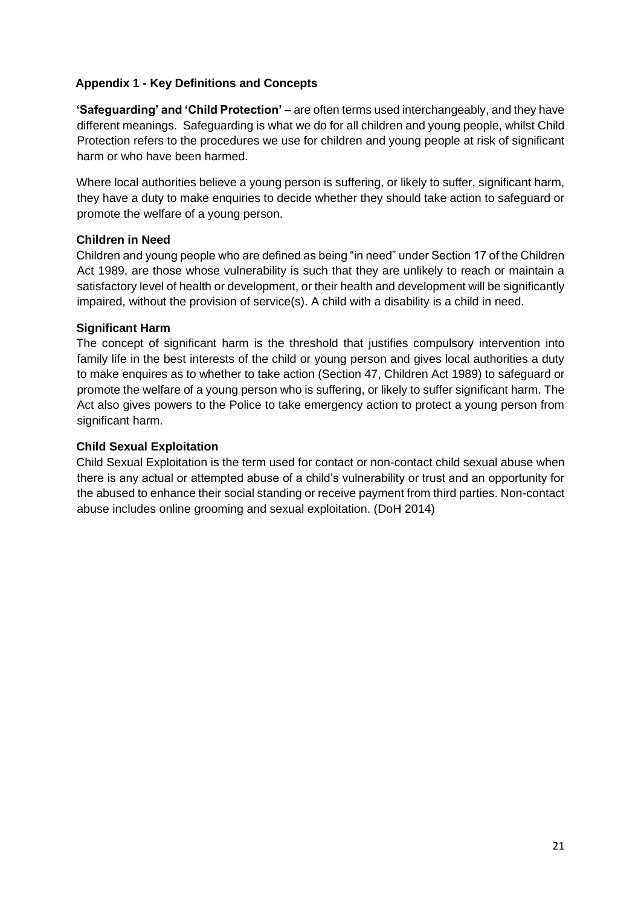## Appendix 1 - Key Definitions and Concepts

**'Safeguarding' and 'Child Protection' –** are often terms used interchangeably, and they have different meanings. Safeguarding is what we do for all children and young people, whilst Child Protection refers to the procedures we use for children and young people at risk of significant harm or who have been harmed.

Where local authorities believe a young person is suffering, or likely to suffer, significant harm, they have a duty to make enquiries to decide whether they should take action to safeguard or promote the welfare of a young person.

### Children in Need

Children and young people who are defined as being "in need" under Section 17 of the Children Act 1989, are those whose vulnerability is such that they are unlikely to reach or maintain a satisfactory level of health or development, or their health and development will be significantly impaired, without the provision of service(s). A child with a disability is a child in need.

### Significant Harm

The concept of significant harm is the threshold that justifies compulsory intervention into family life in the best interests of the child or young person and gives local authorities a duty to make enquires as to whether to take action (Section 47, Children Act 1989) to safeguard or promote the welfare of a young person who is suffering, or likely to suffer significant harm. The Act also gives powers to the Police to take emergency action to protect a young person from significant harm.

### Child Sexual Exploitation

Child Sexual Exploitation is the term used for contact or non-contact child sexual abuse when there is any actual or attempted abuse of a child's vulnerability or trust and an opportunity for the abused to enhance their social standing or receive payment from third parties. Non-contact abuse includes online grooming and sexual exploitation. (DoH 2014)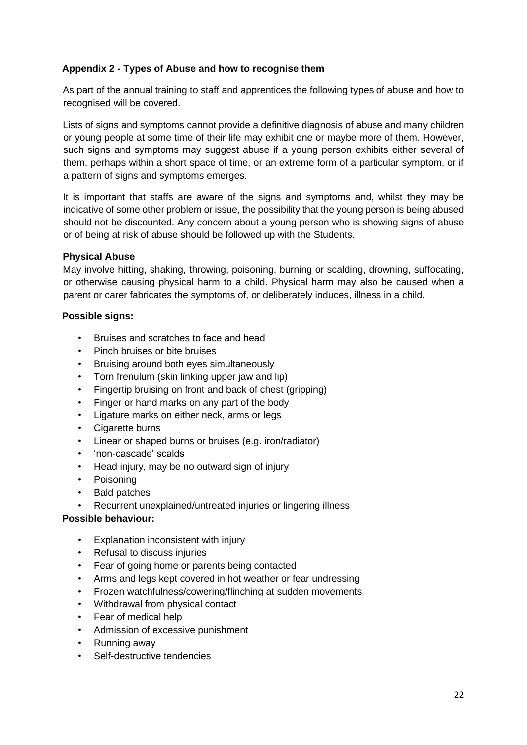**Appendix 2 - Types of Abuse and how to recognise them**

As part of the annual training to staff and apprentices the following types of abuse and how to recognised will be covered.

Lists of signs and symptoms cannot provide a definitive diagnosis of abuse and many children or young people at some time of their life may exhibit one or maybe more of them. However, such signs and symptoms may suggest abuse if a young person exhibits either several of them, perhaps within a short space of time, or an extreme form of a particular symptom, or if a pattern of signs and symptoms emerges.

It is important that staffs are aware of the signs and symptoms and, whilst they may be indicative of some other problem or issue, the possibility that the young person is being abused should not be discounted. Any concern about a young person who is showing signs of abuse or of being at risk of abuse should be followed up with the Students.

**Physical Abuse**

May involve hitting, shaking, throwing, poisoning, burning or scalding, drowning, suffocating, or otherwise causing physical harm to a child. Physical harm may also be caused when a parent or carer fabricates the symptoms of, or deliberately induces, illness in a child.

**Possible signs:**

- Bruises and scratches to face and head
- Pinch bruises or bite bruises
- Bruising around both eyes simultaneously
- Torn frenulum (skin linking upper jaw and lip)
- Fingertip bruising on front and back of chest (gripping)
- Finger or hand marks on any part of the body
- Ligature marks on either neck, arms or legs
- Cigarette burns
- Linear or shaped burns or bruises (e.g. iron/radiator)
- 'non-cascade' scalds
- Head injury, may be no outward sign of injury
- Poisoning
- Bald patches
- Recurrent unexplained/untreated injuries or lingering illness

**Possible behaviour:**

- Explanation inconsistent with injury
- Refusal to discuss injuries
- Fear of going home or parents being contacted
- Arms and legs kept covered in hot weather or fear undressing
- Frozen watchfulness/cowering/flinching at sudden movements
- Withdrawal from physical contact
- Fear of medical help
- Admission of excessive punishment
- Running away
- Self-destructive tendencies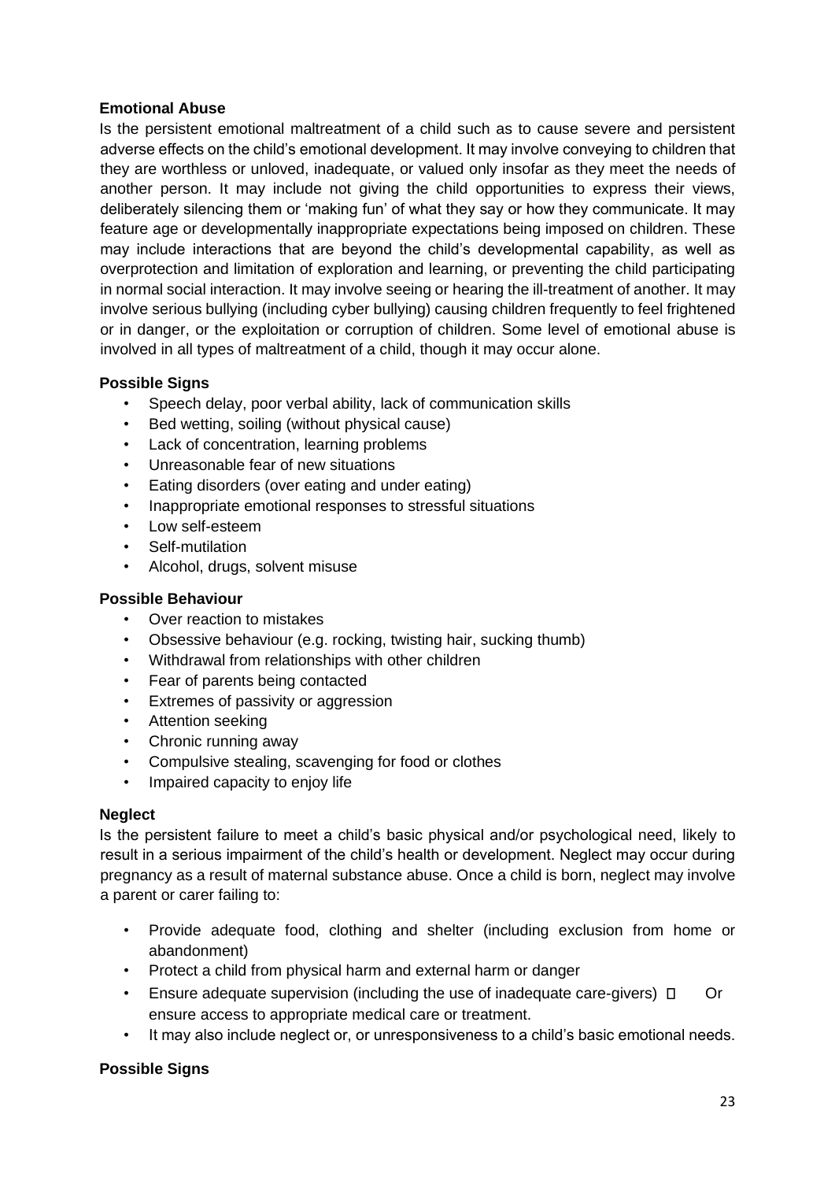**Emotional Abuse**

Is the persistent emotional maltreatment of a child such as to cause severe and persistent adverse effects on the child's emotional development. It may involve conveying to children that they are worthless or unloved, inadequate, or valued only insofar as they meet the needs of another person. It may include not giving the child opportunities to express their views, deliberately silencing them or 'making fun' of what they say or how they communicate. It may feature age or developmentally inappropriate expectations being imposed on children. These may include interactions that are beyond the child's developmental capability, as well as overprotection and limitation of exploration and learning, or preventing the child participating in normal social interaction. It may involve seeing or hearing the ill-treatment of another. It may involve serious bullying (including cyber bullying) causing children frequently to feel frightened or in danger, or the exploitation or corruption of children. Some level of emotional abuse is involved in all types of maltreatment of a child, though it may occur alone.

**Possible Signs**

- Speech delay, poor verbal ability, lack of communication skills
- Bed wetting, soiling (without physical cause)
- Lack of concentration, learning problems
- Unreasonable fear of new situations
- Eating disorders (over eating and under eating)
- Inappropriate emotional responses to stressful situations
- Low self-esteem
- Self-mutilation
- Alcohol, drugs, solvent misuse

**Possible Behaviour**

- Over reaction to mistakes
- Obsessive behaviour (e.g. rocking, twisting hair, sucking thumb)
- Withdrawal from relationships with other children
- Fear of parents being contacted
- Extremes of passivity or aggression
- Attention seeking
- Chronic running away
- Compulsive stealing, scavenging for food or clothes
- Impaired capacity to enjoy life

**Neglect**

Is the persistent failure to meet a child's basic physical and/or psychological need, likely to result in a serious impairment of the child's health or development. Neglect may occur during pregnancy as a result of maternal substance abuse. Once a child is born, neglect may involve a parent or carer failing to:

- Provide adequate food, clothing and shelter (including exclusion from home or abandonment)
- Protect a child from physical harm and external harm or danger
- Ensure adequate supervision (including the use of inadequate care-givers)  Or ensure access to appropriate medical care or treatment.
- It may also include neglect or, or unresponsiveness to a child's basic emotional needs.

**Possible Signs**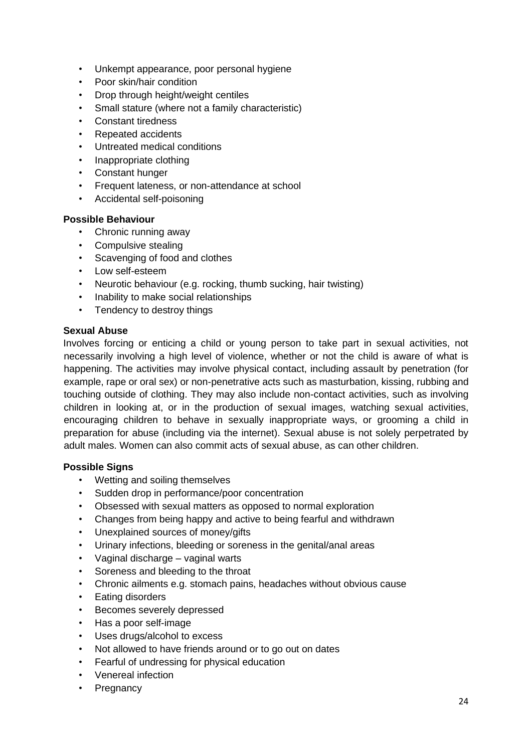- Unkempt appearance, poor personal hygiene
- Poor skin/hair condition
- Drop through height/weight centiles
- Small stature (where not a family characteristic)
- Constant tiredness
- Repeated accidents
- Untreated medical conditions
- Inappropriate clothing
- Constant hunger
- Frequent lateness, or non-attendance at school
- Accidental self-poisoning

**Possible Behaviour**

- Chronic running away
- Compulsive stealing
- Scavenging of food and clothes
- Low self-esteem
- Neurotic behaviour (e.g. rocking, thumb sucking, hair twisting)
- Inability to make social relationships
- Tendency to destroy things

**Sexual Abuse**

Involves forcing or enticing a child or young person to take part in sexual activities, not necessarily involving a high level of violence, whether or not the child is aware of what is happening. The activities may involve physical contact, including assault by penetration (for example, rape or oral sex) or non-penetrative acts such as masturbation, kissing, rubbing and touching outside of clothing. They may also include non-contact activities, such as involving children in looking at, or in the production of sexual images, watching sexual activities, encouraging children to behave in sexually inappropriate ways, or grooming a child in preparation for abuse (including via the internet). Sexual abuse is not solely perpetrated by adult males. Women can also commit acts of sexual abuse, as can other children.

**Possible Signs**

- Wetting and soiling themselves
- Sudden drop in performance/poor concentration
- Obsessed with sexual matters as opposed to normal exploration
- Changes from being happy and active to being fearful and withdrawn
- Unexplained sources of money/gifts
- Urinary infections, bleeding or soreness in the genital/anal areas
- Vaginal discharge – vaginal warts
- Soreness and bleeding to the throat
- Chronic ailments e.g. stomach pains, headaches without obvious cause
- Eating disorders
- Becomes severely depressed
- Has a poor self-image
- Uses drugs/alcohol to excess
- Not allowed to have friends around or to go out on dates
- Fearful of undressing for physical education
- Venereal infection
- Pregnancy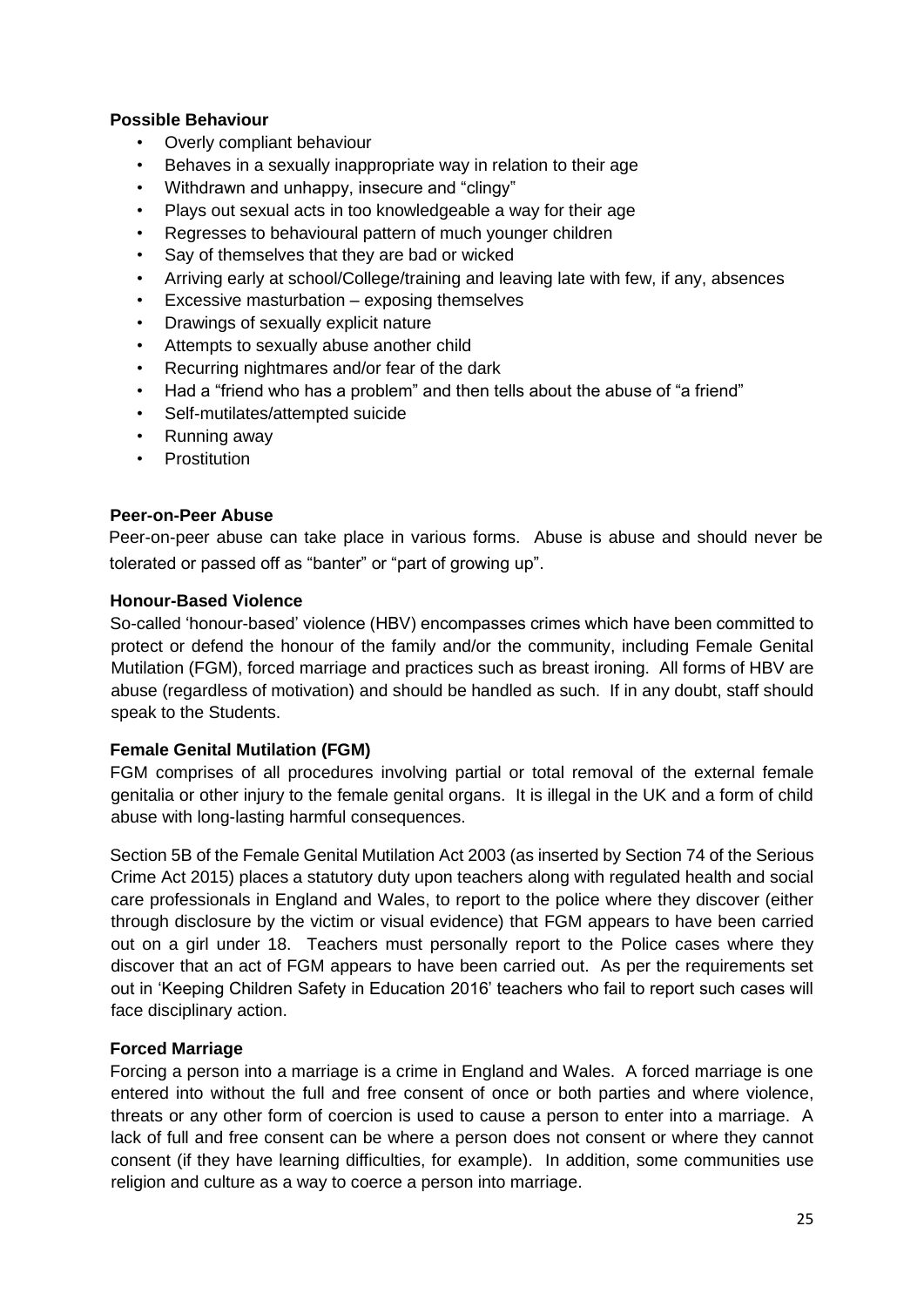**Possible Behaviour**

- Overly compliant behaviour
- Behaves in a sexually inappropriate way in relation to their age
- Withdrawn and unhappy, insecure and "clingy"
- Plays out sexual acts in too knowledgeable a way for their age
- Regresses to behavioural pattern of much younger children
- Say of themselves that they are bad or wicked
- Arriving early at school/College/training and leaving late with few, if any, absences
- Excessive masturbation – exposing themselves
- Drawings of sexually explicit nature
- Attempts to sexually abuse another child
- Recurring nightmares and/or fear of the dark
- Had a "friend who has a problem" and then tells about the abuse of "a friend"
- Self-mutilates/attempted suicide
- Running away
- Prostitution

**Peer-on-Peer Abuse**

Peer-on-peer abuse can take place in various forms. Abuse is abuse and should never be tolerated or passed off as "banter" or "part of growing up".

**Honour-Based Violence**

So-called 'honour-based' violence (HBV) encompasses crimes which have been committed to protect or defend the honour of the family and/or the community, including Female Genital Mutilation (FGM), forced marriage and practices such as breast ironing. All forms of HBV are abuse (regardless of motivation) and should be handled as such. If in any doubt, staff should speak to the Students.

**Female Genital Mutilation (FGM)**

FGM comprises of all procedures involving partial or total removal of the external female genitalia or other injury to the female genital organs. It is illegal in the UK and a form of child abuse with long-lasting harmful consequences.

Section 5B of the Female Genital Mutilation Act 2003 (as inserted by Section 74 of the Serious Crime Act 2015) places a statutory duty upon teachers along with regulated health and social care professionals in England and Wales, to report to the police where they discover (either through disclosure by the victim or visual evidence) that FGM appears to have been carried out on a girl under 18. Teachers must personally report to the Police cases where they discover that an act of FGM appears to have been carried out. As per the requirements set out in 'Keeping Children Safety in Education 2016' teachers who fail to report such cases will face disciplinary action.

**Forced Marriage**

Forcing a person into a marriage is a crime in England and Wales. A forced marriage is one entered into without the full and free consent of once or both parties and where violence, threats or any other form of coercion is used to cause a person to enter into a marriage. A lack of full and free consent can be where a person does not consent or where they cannot consent (if they have learning difficulties, for example). In addition, some communities use religion and culture as a way to coerce a person into marriage.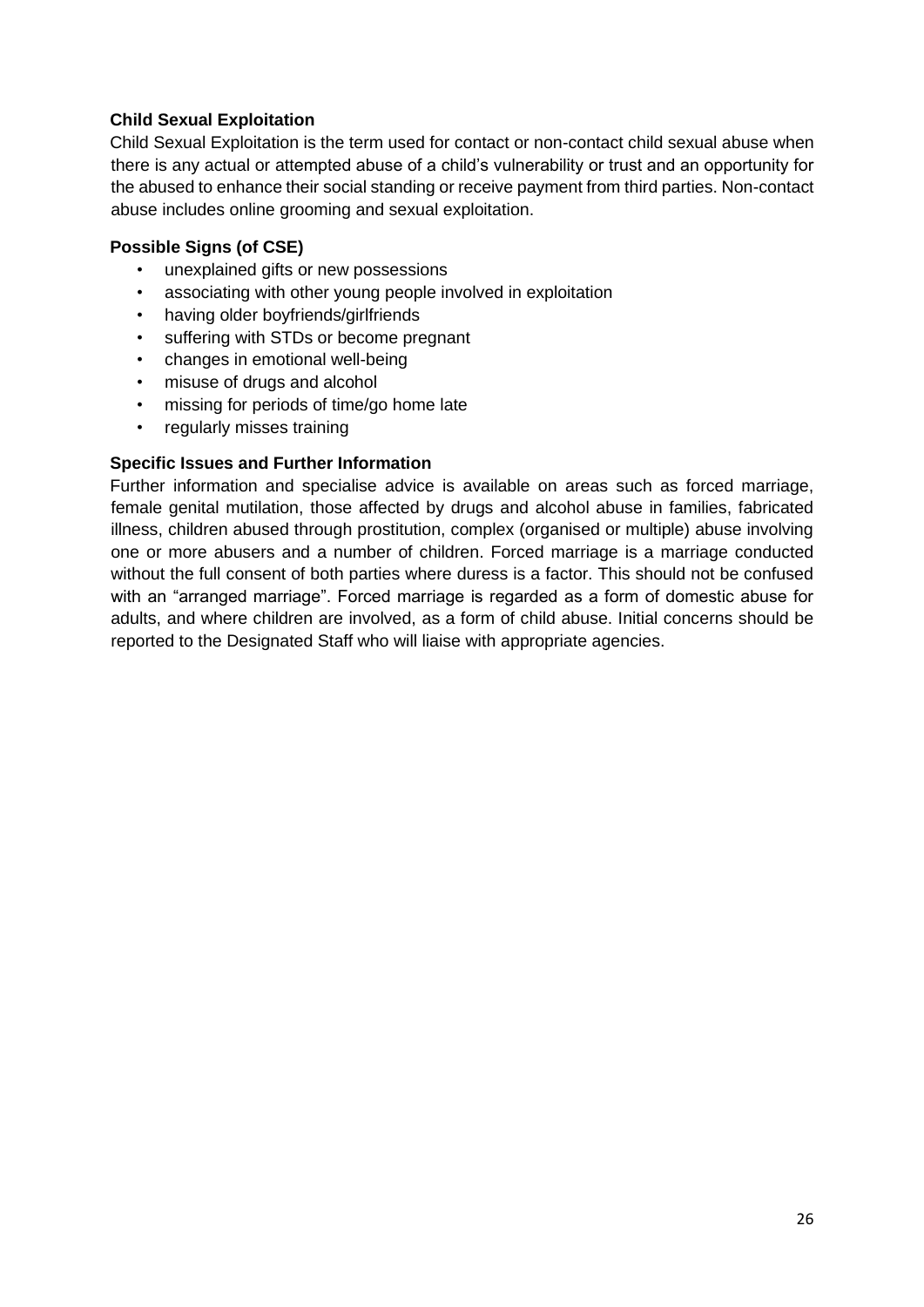**Child Sexual Exploitation**

Child Sexual Exploitation is the term used for contact or non-contact child sexual abuse when there is any actual or attempted abuse of a child's vulnerability or trust and an opportunity for the abused to enhance their social standing or receive payment from third parties. Non-contact abuse includes online grooming and sexual exploitation.

**Possible Signs (of CSE)**

- unexplained gifts or new possessions
- associating with other young people involved in exploitation
- having older boyfriends/girlfriends
- suffering with STDs or become pregnant
- changes in emotional well-being
- misuse of drugs and alcohol
- missing for periods of time/go home late
- regularly misses training

**Specific Issues and Further Information**

Further information and specialise advice is available on areas such as forced marriage, female genital mutilation, those affected by drugs and alcohol abuse in families, fabricated illness, children abused through prostitution, complex (organised or multiple) abuse involving one or more abusers and a number of children. Forced marriage is a marriage conducted without the full consent of both parties where duress is a factor. This should not be confused with an "arranged marriage". Forced marriage is regarded as a form of domestic abuse for adults, and where children are involved, as a form of child abuse. Initial concerns should be reported to the Designated Staff who will liaise with appropriate agencies.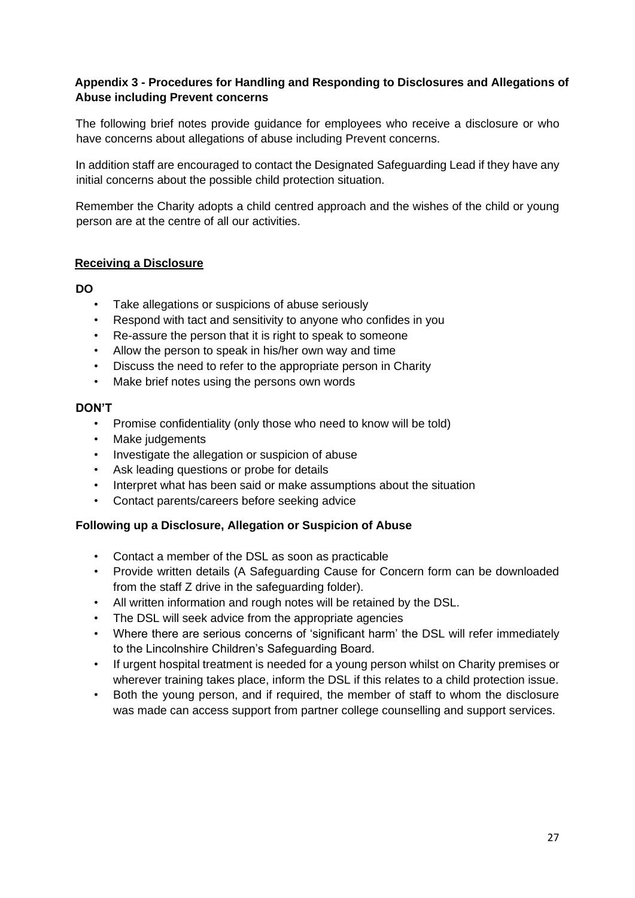## Appendix 3 - Procedures for Handling and Responding to Disclosures and Allegations of Abuse including Prevent concerns

The following brief notes provide guidance for employees who receive a disclosure or who have concerns about allegations of abuse including Prevent concerns.

In addition staff are encouraged to contact the Designated Safeguarding Lead if they have any initial concerns about the possible child protection situation.

Remember the Charity adopts a child centred approach and the wishes of the child or young person are at the centre of all our activities.

### Receiving a Disclosure

**DO**

- Take allegations or suspicions of abuse seriously
- Respond with tact and sensitivity to anyone who confides in you
- Re-assure the person that it is right to speak to someone
- Allow the person to speak in his/her own way and time
- Discuss the need to refer to the appropriate person in Charity
- Make brief notes using the persons own words

**DON'T**

- Promise confidentiality (only those who need to know will be told)
- Make judgements
- Investigate the allegation or suspicion of abuse
- Ask leading questions or probe for details
- Interpret what has been said or make assumptions about the situation
- Contact parents/careers before seeking advice

### Following up a Disclosure, Allegation or Suspicion of Abuse

- Contact a member of the DSL as soon as practicable
- Provide written details (A Safeguarding Cause for Concern form can be downloaded from the staff Z drive in the safeguarding folder).
- All written information and rough notes will be retained by the DSL.
- The DSL will seek advice from the appropriate agencies
- Where there are serious concerns of 'significant harm' the DSL will refer immediately to the Lincolnshire Children's Safeguarding Board.
- If urgent hospital treatment is needed for a young person whilst on Charity premises or wherever training takes place, inform the DSL if this relates to a child protection issue.
- Both the young person, and if required, the member of staff to whom the disclosure was made can access support from partner college counselling and support services.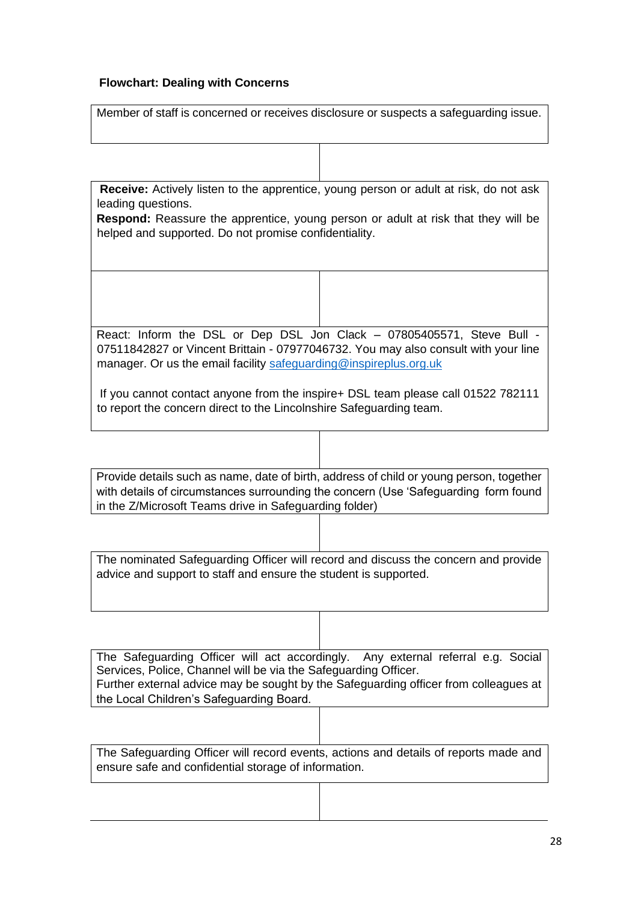**Flowchart: Dealing with Concerns**

Member of staff is concerned or receives disclosure or suspects a safeguarding issue.

↓

**Receive:** Actively listen to the apprentice, young person or adult at risk, do not ask leading questions.

**Respond:** Reassure the apprentice, young person or adult at risk that they will be helped and supported. Do not promise confidentiality.

↓

React: Inform the DSL or Dep DSL Jon Clack – 07805405571, Steve Bull - 07511842827 or Vincent Brittain - 07977046732. You may also consult with your line manager. Or us the email facility [safeguarding@inspireplus.org.uk](mailto:safeguarding@inspireplus.org.uk)

If you cannot contact anyone from the inspire+ DSL team please call 01522 782111 to report the concern direct to the Lincolnshire Safeguarding team.

↓

Provide details such as name, date of birth, address of child or young person, together with details of circumstances surrounding the concern (Use 'Safeguarding form found in the Z/Microsoft Teams drive in Safeguarding folder)

↓

The nominated Safeguarding Officer will record and discuss the concern and provide advice and support to staff and ensure the student is supported.

↓

The Safeguarding Officer will act accordingly. Any external referral e.g. Social Services, Police, Channel will be via the Safeguarding Officer.

Further external advice may be sought by the Safeguarding officer from colleagues at the Local Children's Safeguarding Board.

↓

The Safeguarding Officer will record events, actions and details of reports made and ensure safe and confidential storage of information.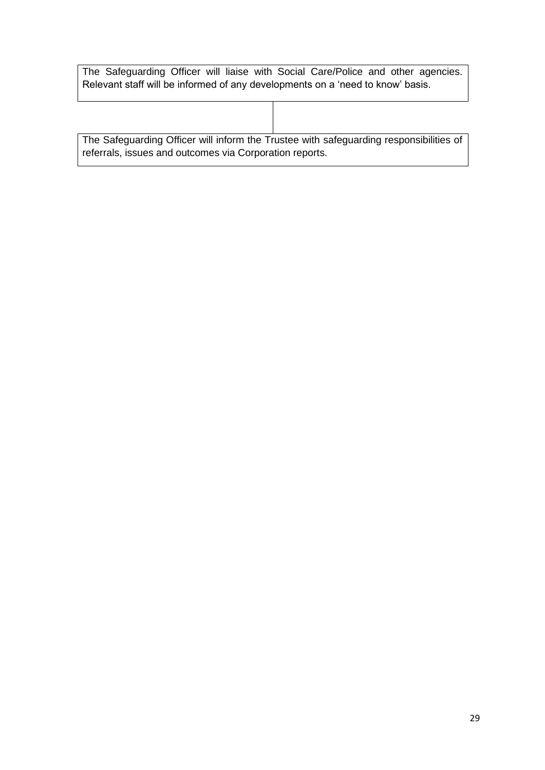The Safeguarding Officer will liaise with Social Care/Police and other agencies. Relevant staff will be informed of any developments on a 'need to know' basis.

The Safeguarding Officer will inform the Trustee with safeguarding responsibilities of referrals, issues and outcomes via Corporation reports.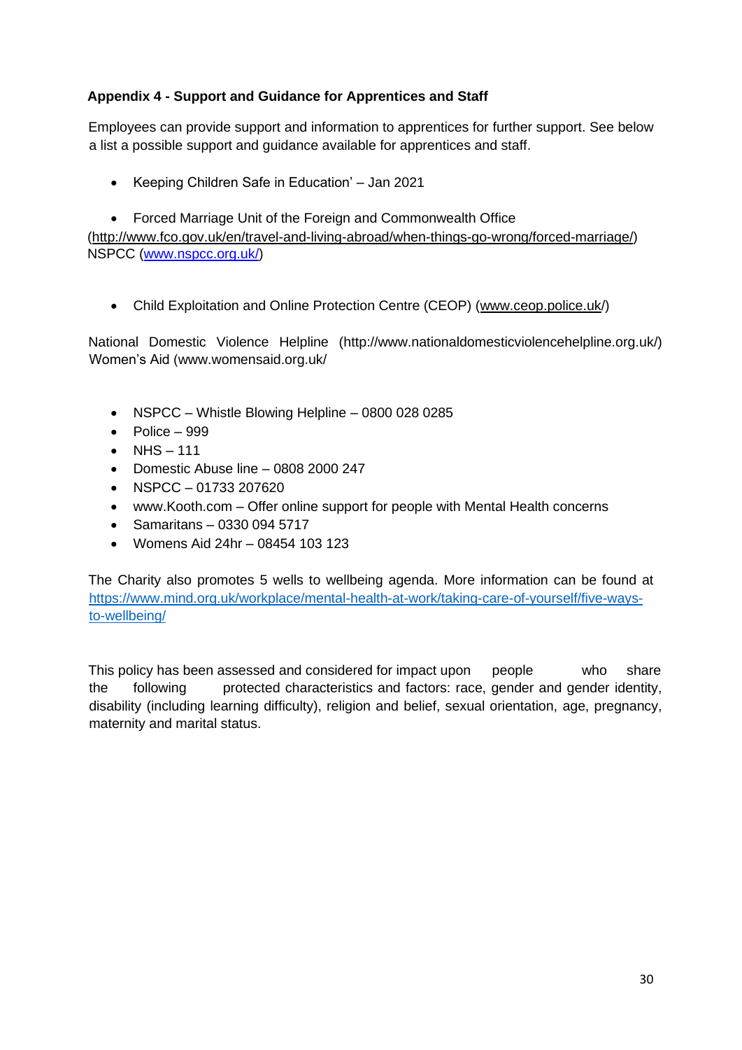**Appendix 4 - Support and Guidance for Apprentices and Staff**

Employees can provide support and information to apprentices for further support. See below a list a possible support and guidance available for apprentices and staff.

- Keeping Children Safe in Education' – Jan 2021

- Forced Marriage Unit of the Foreign and Commonwealth Office

(http://www.fco.gov.uk/en/travel-and-living-abroad/when-things-go-wrong/forced-marriage/)
NSPCC (www.nspcc.org.uk/)

- Child Exploitation and Online Protection Centre (CEOP) (www.ceop.police.uk/)

National Domestic Violence Helpline (http://www.nationaldomesticviolencehelpline.org.uk/) Women's Aid (www.womensaid.org.uk/

- NSPCC – Whistle Blowing Helpline – 0800 028 0285
- Police – 999
- NHS – 111
- Domestic Abuse line – 0808 2000 247
- NSPCC – 01733 207620
- www.Kooth.com – Offer online support for people with Mental Health concerns
- Samaritans – 0330 094 5717
- Womens Aid 24hr – 08454 103 123

The Charity also promotes 5 wells to wellbeing agenda. More information can be found at https://www.mind.org.uk/workplace/mental-health-at-work/taking-care-of-yourself/five-ways-to-wellbeing/

This policy has been assessed and considered for impact upon people who share the following protected characteristics and factors: race, gender and gender identity, disability (including learning difficulty), religion and belief, sexual orientation, age, pregnancy, maternity and marital status.